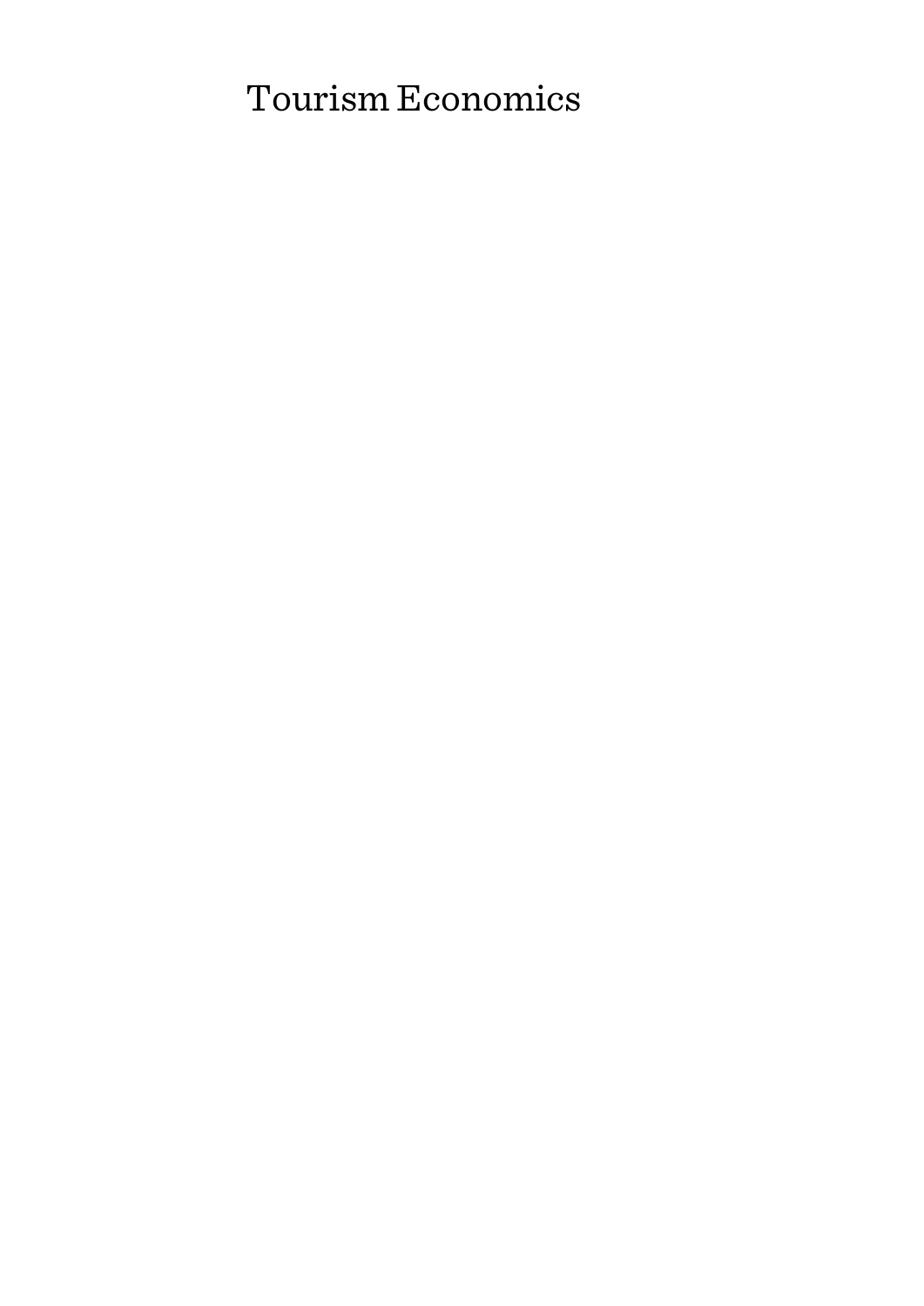# Tourism Economics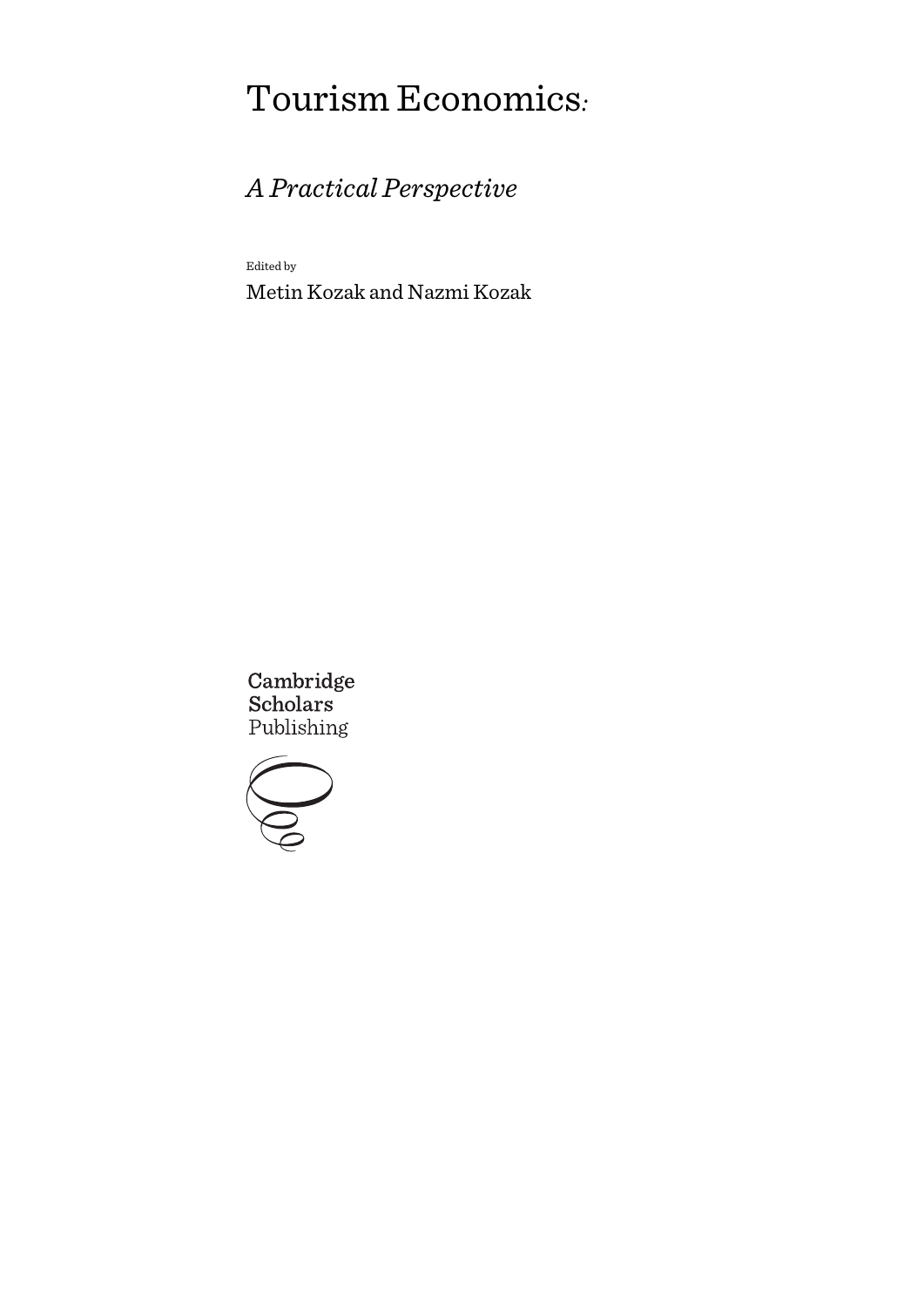# Tourism Economics:

## *A Practical Perspective*

Edited by

Metin Kozak and Nazmi Kozak

Cambridge
Scholars
Publishing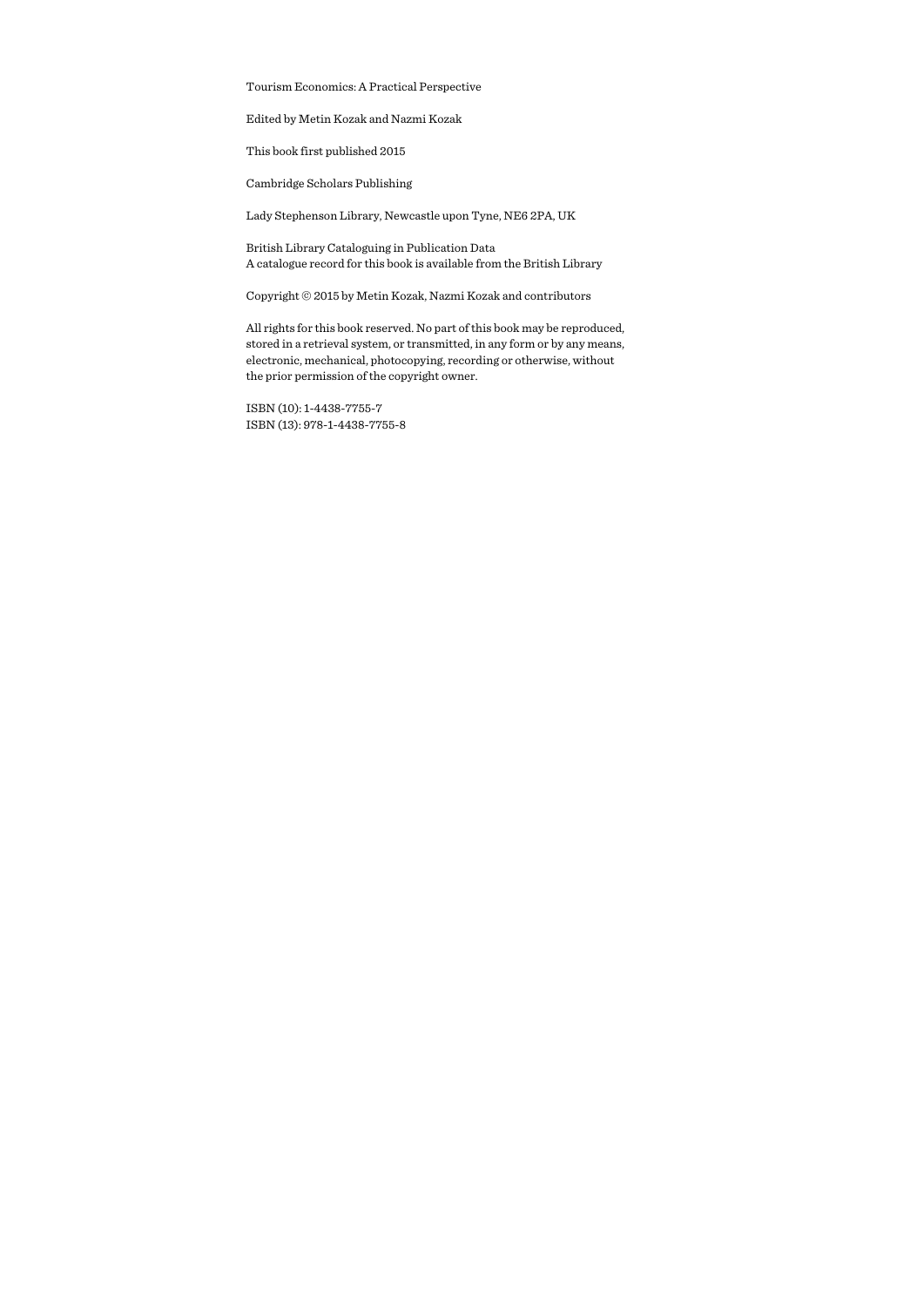Tourism Economics: A Practical Perspective

Edited by Metin Kozak and Nazmi Kozak

This book first published 2015

Cambridge Scholars Publishing

Lady Stephenson Library, Newcastle upon Tyne, NE6 2PA, UK

British Library Cataloguing in Publication Data
A catalogue record for this book is available from the British Library

Copyright © 2015 by Metin Kozak, Nazmi Kozak and contributors

All rights for this book reserved. No part of this book may be reproduced, stored in a retrieval system, or transmitted, in any form or by any means, electronic, mechanical, photocopying, recording or otherwise, without the prior permission of the copyright owner.

ISBN (10): 1-4438-7755-7
ISBN (13): 978-1-4438-7755-8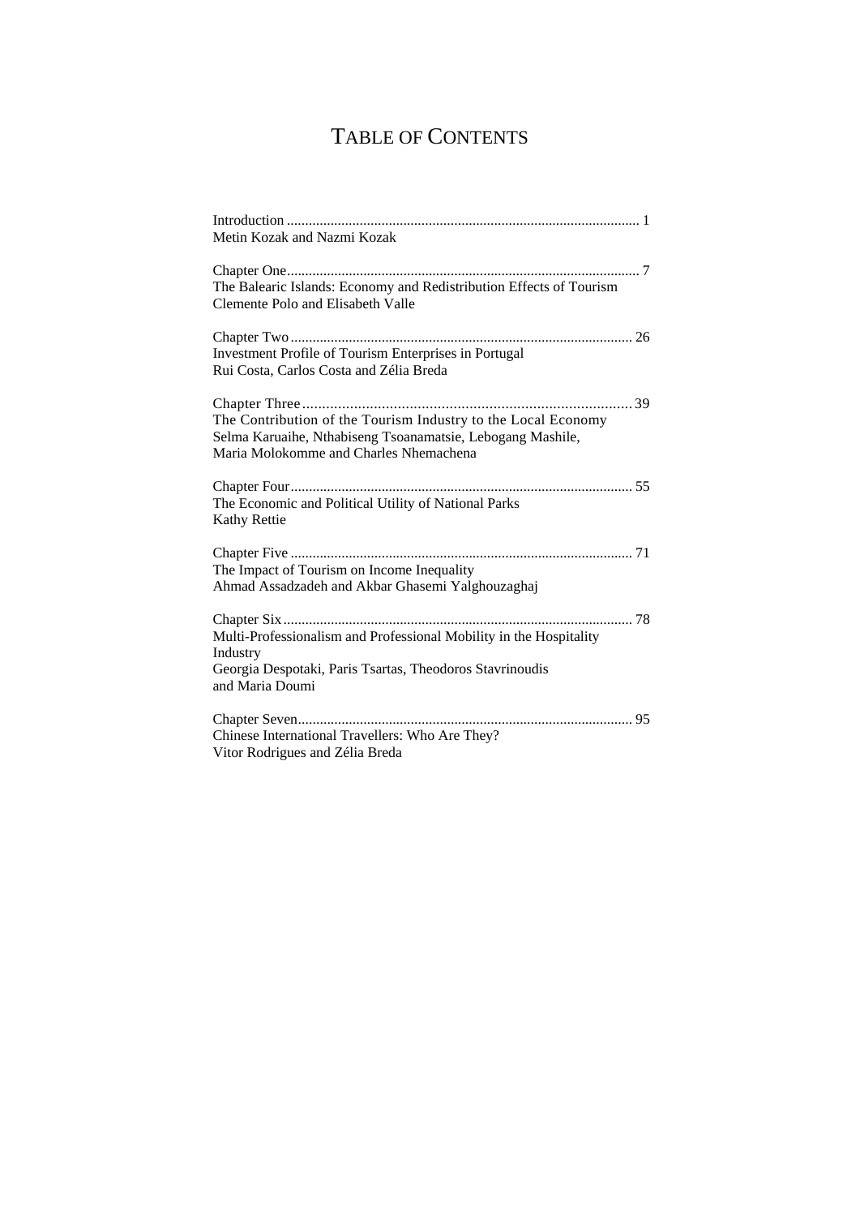# TABLE OF CONTENTS

Introduction ................................................................................................ 1
Metin Kozak and Nazmi Kozak

Chapter One................................................................................................ 7
The Balearic Islands: Economy and Redistribution Effects of Tourism
Clemente Polo and Elisabeth Valle

Chapter Two ............................................................................................. 26
Investment Profile of Tourism Enterprises in Portugal
Rui Costa, Carlos Costa and Zélia Breda

Chapter Three ........................................................................................... 39
The Contribution of the Tourism Industry to the Local Economy
Selma Karuaihe, Nthabiseng Tsoanamatsie, Lebogang Mashile,
Maria Molokomme and Charles Nhemachena

Chapter Four............................................................................................. 55
The Economic and Political Utility of National Parks
Kathy Rettie

Chapter Five ............................................................................................. 71
The Impact of Tourism on Income Inequality
Ahmad Assadzadeh and Akbar Ghasemi Yalghouzaghaj

Chapter Six................................................................................................ 78
Multi-Professionalism and Professional Mobility in the Hospitality
Industry
Georgia Despotaki, Paris Tsartas, Theodoros Stavrinoudis
and Maria Doumi

Chapter Seven........................................................................................... 95
Chinese International Travellers: Who Are They?
Vitor Rodrigues and Zélia Breda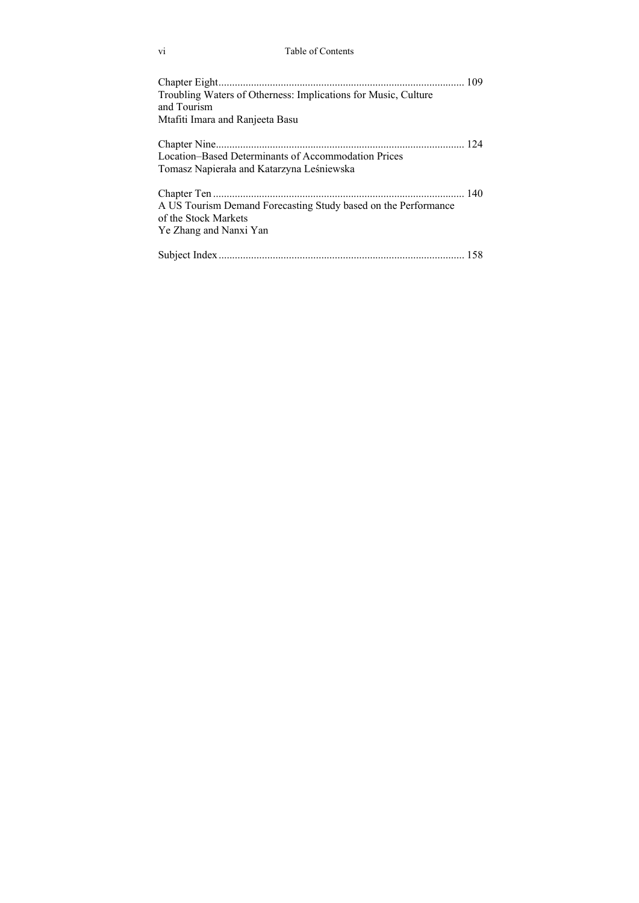Chapter Eight ........................................................................................ 109
Troubling Waters of Otherness: Implications for Music, Culture and Tourism
Mtafiti Imara and Ranjeeta Basu

Chapter Nine ........................................................................................ 124
Location–Based Determinants of Accommodation Prices
Tomasz Napierała and Katarzyna Leśniewska

Chapter Ten .......................................................................................... 140
A US Tourism Demand Forecasting Study based on the Performance of the Stock Markets
Ye Zhang and Nanxi Yan

Subject Index ....................................................................................... 158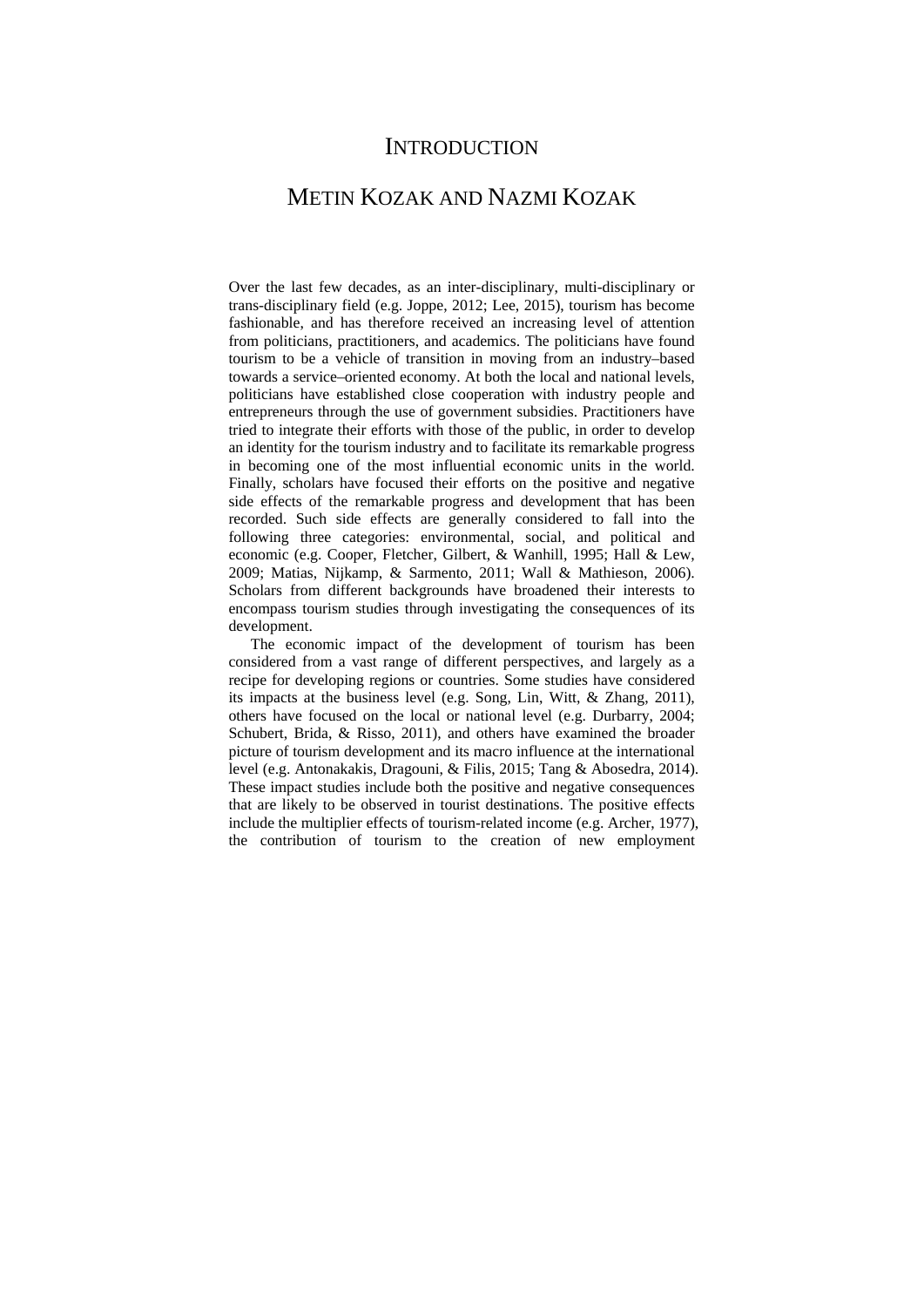# INTRODUCTION

## METIN KOZAK AND NAZMI KOZAK

Over the last few decades, as an inter-disciplinary, multi-disciplinary or trans-disciplinary field (e.g. Joppe, 2012; Lee, 2015), tourism has become fashionable, and has therefore received an increasing level of attention from politicians, practitioners, and academics. The politicians have found tourism to be a vehicle of transition in moving from an industry–based towards a service–oriented economy. At both the local and national levels, politicians have established close cooperation with industry people and entrepreneurs through the use of government subsidies. Practitioners have tried to integrate their efforts with those of the public, in order to develop an identity for the tourism industry and to facilitate its remarkable progress in becoming one of the most influential economic units in the world. Finally, scholars have focused their efforts on the positive and negative side effects of the remarkable progress and development that has been recorded. Such side effects are generally considered to fall into the following three categories: environmental, social, and political and economic (e.g. Cooper, Fletcher, Gilbert, & Wanhill, 1995; Hall & Lew, 2009; Matias, Nijkamp, & Sarmento, 2011; Wall & Mathieson, 2006). Scholars from different backgrounds have broadened their interests to encompass tourism studies through investigating the consequences of its development.

The economic impact of the development of tourism has been considered from a vast range of different perspectives, and largely as a recipe for developing regions or countries. Some studies have considered its impacts at the business level (e.g. Song, Lin, Witt, & Zhang, 2011), others have focused on the local or national level (e.g. Durbarry, 2004; Schubert, Brida, & Risso, 2011), and others have examined the broader picture of tourism development and its macro influence at the international level (e.g. Antonakakis, Dragouni, & Filis, 2015; Tang & Abosedra, 2014). These impact studies include both the positive and negative consequences that are likely to be observed in tourist destinations. The positive effects include the multiplier effects of tourism-related income (e.g. Archer, 1977), the contribution of tourism to the creation of new employment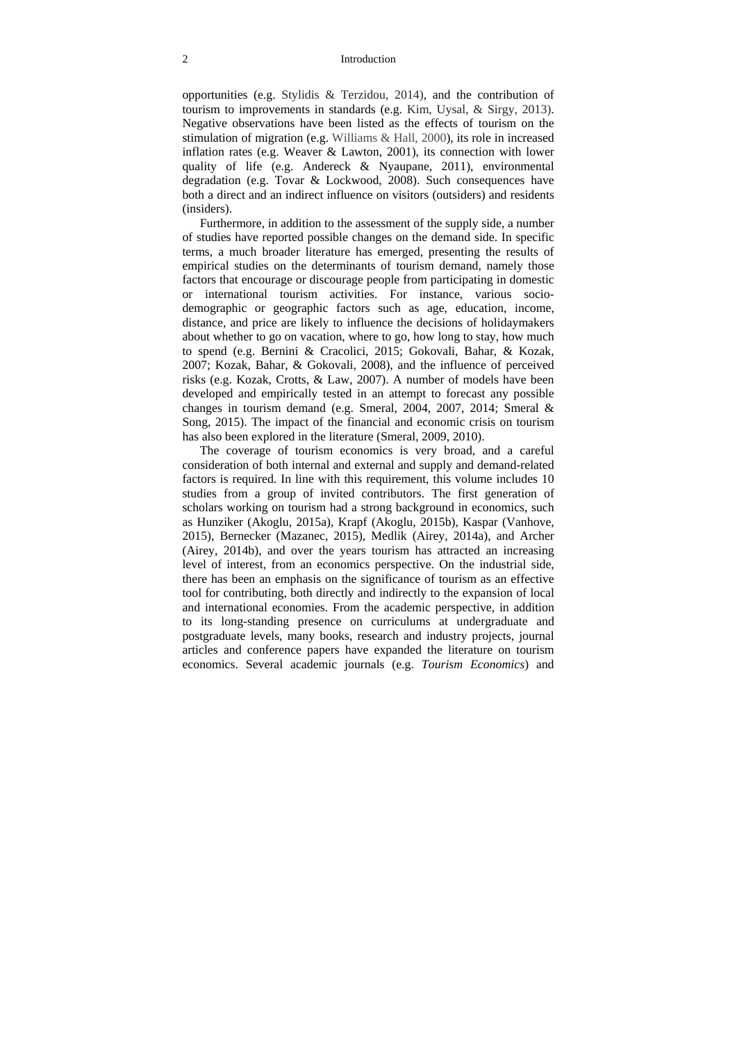opportunities (e.g. Stylidis & Terzidou, 2014), and the contribution of tourism to improvements in standards (e.g. Kim, Uysal, & Sirgy, 2013). Negative observations have been listed as the effects of tourism on the stimulation of migration (e.g. Williams & Hall, 2000), its role in increased inflation rates (e.g. Weaver & Lawton, 2001), its connection with lower quality of life (e.g. Andereck & Nyaupane, 2011), environmental degradation (e.g. Tovar & Lockwood, 2008). Such consequences have both a direct and an indirect influence on visitors (outsiders) and residents (insiders).

Furthermore, in addition to the assessment of the supply side, a number of studies have reported possible changes on the demand side. In specific terms, a much broader literature has emerged, presenting the results of empirical studies on the determinants of tourism demand, namely those factors that encourage or discourage people from participating in domestic or international tourism activities. For instance, various socio-demographic or geographic factors such as age, education, income, distance, and price are likely to influence the decisions of holidaymakers about whether to go on vacation, where to go, how long to stay, how much to spend (e.g. Bernini & Cracolici, 2015; Gokovali, Bahar, & Kozak, 2007; Kozak, Bahar, & Gokovali, 2008), and the influence of perceived risks (e.g. Kozak, Crotts, & Law, 2007). A number of models have been developed and empirically tested in an attempt to forecast any possible changes in tourism demand (e.g. Smeral, 2004, 2007, 2014; Smeral & Song, 2015). The impact of the financial and economic crisis on tourism has also been explored in the literature (Smeral, 2009, 2010).

The coverage of tourism economics is very broad, and a careful consideration of both internal and external and supply and demand-related factors is required. In line with this requirement, this volume includes 10 studies from a group of invited contributors. The first generation of scholars working on tourism had a strong background in economics, such as Hunziker (Akoglu, 2015a), Krapf (Akoglu, 2015b), Kaspar (Vanhove, 2015), Bernecker (Mazanec, 2015), Medlik (Airey, 2014a), and Archer (Airey, 2014b), and over the years tourism has attracted an increasing level of interest, from an economics perspective. On the industrial side, there has been an emphasis on the significance of tourism as an effective tool for contributing, both directly and indirectly to the expansion of local and international economies. From the academic perspective, in addition to its long-standing presence on curriculums at undergraduate and postgraduate levels, many books, research and industry projects, journal articles and conference papers have expanded the literature on tourism economics. Several academic journals (e.g. *Tourism Economics*) and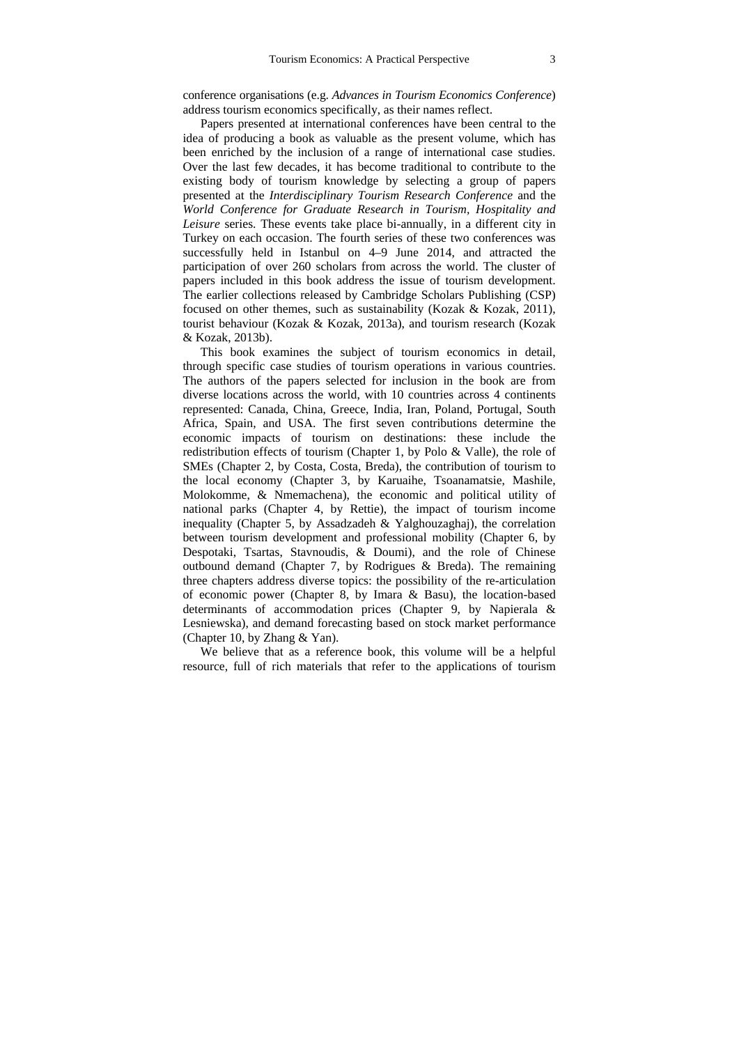conference organisations (e.g. *Advances in Tourism Economics Conference*) address tourism economics specifically, as their names reflect.

Papers presented at international conferences have been central to the idea of producing a book as valuable as the present volume, which has been enriched by the inclusion of a range of international case studies. Over the last few decades, it has become traditional to contribute to the existing body of tourism knowledge by selecting a group of papers presented at the *Interdisciplinary Tourism Research Conference* and the *World Conference for Graduate Research in Tourism, Hospitality and Leisure* series. These events take place bi-annually, in a different city in Turkey on each occasion. The fourth series of these two conferences was successfully held in Istanbul on 4–9 June 2014, and attracted the participation of over 260 scholars from across the world. The cluster of papers included in this book address the issue of tourism development. The earlier collections released by Cambridge Scholars Publishing (CSP) focused on other themes, such as sustainability (Kozak & Kozak, 2011), tourist behaviour (Kozak & Kozak, 2013a), and tourism research (Kozak & Kozak, 2013b).

This book examines the subject of tourism economics in detail, through specific case studies of tourism operations in various countries. The authors of the papers selected for inclusion in the book are from diverse locations across the world, with 10 countries across 4 continents represented: Canada, China, Greece, India, Iran, Poland, Portugal, South Africa, Spain, and USA. The first seven contributions determine the economic impacts of tourism on destinations: these include the redistribution effects of tourism (Chapter 1, by Polo & Valle), the role of SMEs (Chapter 2, by Costa, Costa, Breda), the contribution of tourism to the local economy (Chapter 3, by Karuaihe, Tsoanamatsie, Mashile, Molokomme, & Nmemachena), the economic and political utility of national parks (Chapter 4, by Rettie), the impact of tourism income inequality (Chapter 5, by Assadzadeh & Yalghouzaghaj), the correlation between tourism development and professional mobility (Chapter 6, by Despotaki, Tsartas, Stavnoudis, & Doumi), and the role of Chinese outbound demand (Chapter 7, by Rodrigues & Breda). The remaining three chapters address diverse topics: the possibility of the re-articulation of economic power (Chapter 8, by Imara & Basu), the location-based determinants of accommodation prices (Chapter 9, by Napierala & Lesniewska), and demand forecasting based on stock market performance (Chapter 10, by Zhang & Yan).

We believe that as a reference book, this volume will be a helpful resource, full of rich materials that refer to the applications of tourism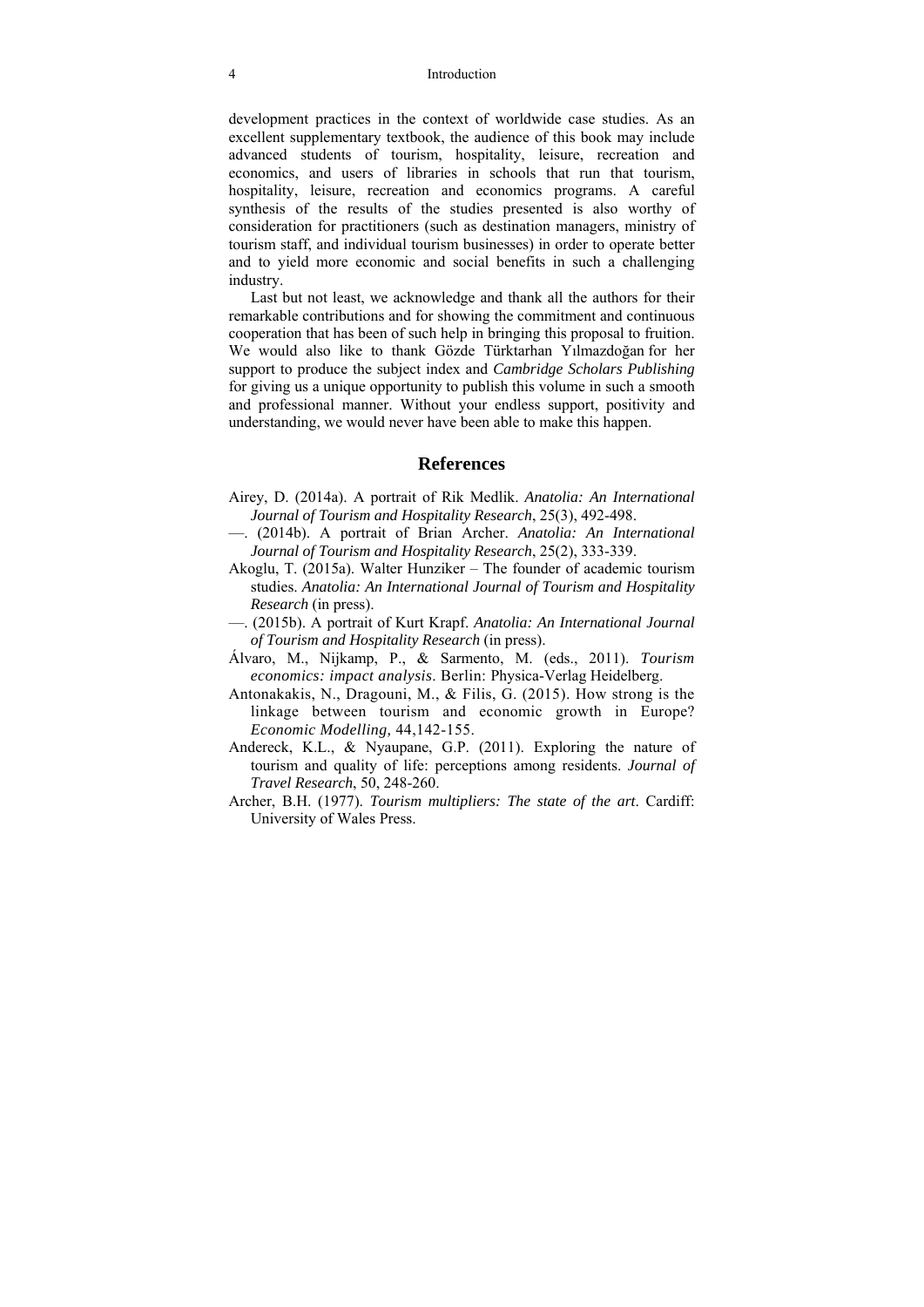development practices in the context of worldwide case studies. As an excellent supplementary textbook, the audience of this book may include advanced students of tourism, hospitality, leisure, recreation and economics, and users of libraries in schools that run that tourism, hospitality, leisure, recreation and economics programs. A careful synthesis of the results of the studies presented is also worthy of consideration for practitioners (such as destination managers, ministry of tourism staff, and individual tourism businesses) in order to operate better and to yield more economic and social benefits in such a challenging industry.

Last but not least, we acknowledge and thank all the authors for their remarkable contributions and for showing the commitment and continuous cooperation that has been of such help in bringing this proposal to fruition. We would also like to thank Gözde Türktarhan Yılmazdoğan for her support to produce the subject index and *Cambridge Scholars Publishing* for giving us a unique opportunity to publish this volume in such a smooth and professional manner. Without your endless support, positivity and understanding, we would never have been able to make this happen.

## References

Airey, D. (2014a). A portrait of Rik Medlik. *Anatolia: An International Journal of Tourism and Hospitality Research*, 25(3), 492-498.

—. (2014b). A portrait of Brian Archer. *Anatolia: An International Journal of Tourism and Hospitality Research*, 25(2), 333-339.

Akoglu, T. (2015a). Walter Hunziker – The founder of academic tourism studies. *Anatolia: An International Journal of Tourism and Hospitality Research* (in press).

—. (2015b). A portrait of Kurt Krapf. *Anatolia: An International Journal of Tourism and Hospitality Research* (in press).

Álvaro, M., Nijkamp, P., & Sarmento, M. (eds., 2011). *Tourism economics: impact analysis*. Berlin: Physica-Verlag Heidelberg.

Antonakakis, N., Dragouni, M., & Filis, G. (2015). How strong is the linkage between tourism and economic growth in Europe? *Economic Modelling,* 44,142-155.

Andereck, K.L., & Nyaupane, G.P. (2011). Exploring the nature of tourism and quality of life: perceptions among residents. *Journal of Travel Research*, 50, 248-260.

Archer, B.H. (1977). *Tourism multipliers: The state of the art*. Cardiff: University of Wales Press.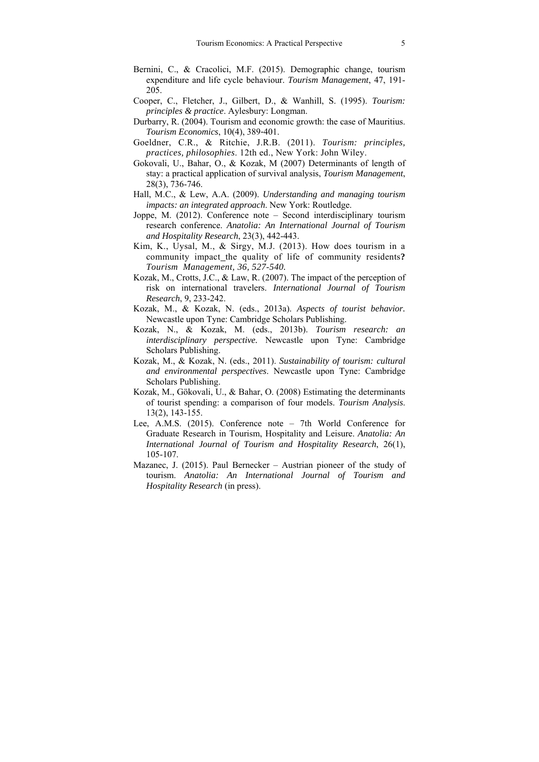Bernini, C., & Cracolici, M.F. (2015). Demographic change, tourism expenditure and life cycle behaviour. *Tourism Management*, 47, 191-205.

Cooper, C., Fletcher, J., Gilbert, D., & Wanhill, S. (1995). *Tourism: principles & practice*. Aylesbury: Longman.

Durbarry, R. (2004). Tourism and economic growth: the case of Mauritius. *Tourism Economics*, 10(4), 389-401.

Goeldner, C.R., & Ritchie, J.R.B. (2011). *Tourism: principles, practices, philosophies*. 12th ed., New York: John Wiley.

Gokovali, U., Bahar, O., & Kozak, M (2007) Determinants of length of stay: a practical application of survival analysis, *Tourism Management*, 28(3), 736-746.

Hall, M.C., & Lew, A.A. (2009). *Understanding and managing tourism impacts: an integrated approach*. New York: Routledge.

Joppe, M. (2012). Conference note – Second interdisciplinary tourism research conference. *Anatolia: An International Journal of Tourism and Hospitality Research*, 23(3), 442-443.

Kim, K., Uysal, M., & Sirgy, M.J. (2013). How does tourism in a community impact_the quality of life of community residents**?** *Tourism Management, 36, 527-540.*

Kozak, M., Crotts, J.C., & Law, R. (2007). The impact of the perception of risk on international travelers. *International Journal of Tourism Research*, 9, 233-242.

Kozak, M., & Kozak, N. (eds., 2013a). *Aspects of tourist behavior.* Newcastle upon Tyne: Cambridge Scholars Publishing.

Kozak, N., & Kozak, M. (eds., 2013b). *Tourism research: an interdisciplinary perspective.* Newcastle upon Tyne: Cambridge Scholars Publishing.

Kozak, M., & Kozak, N. (eds., 2011). *Sustainability of tourism: cultural and environmental perspectives*. Newcastle upon Tyne: Cambridge Scholars Publishing.

Kozak, M., Gökovali, U., & Bahar, O. (2008) Estimating the determinants of tourist spending: a comparison of four models. *Tourism Analysis*. 13(2), 143-155.

Lee, A.M.S. (2015). Conference note – 7th World Conference for Graduate Research in Tourism, Hospitality and Leisure. *Anatolia: An International Journal of Tourism and Hospitality Research*, 26(1), 105-107.

Mazanec, J. (2015). Paul Bernecker – Austrian pioneer of the study of tourism. *Anatolia: An International Journal of Tourism and Hospitality Research* (in press).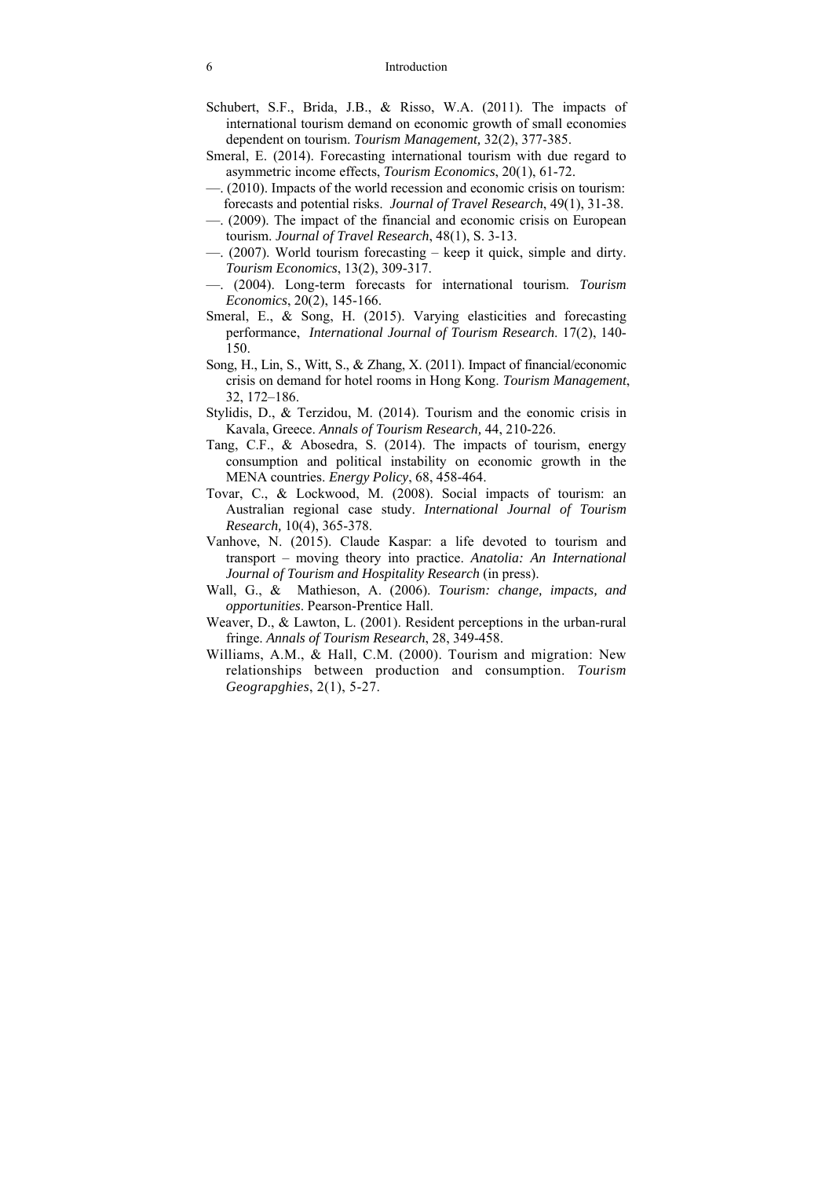Schubert, S.F., Brida, J.B., & Risso, W.A. (2011). The impacts of international tourism demand on economic growth of small economies dependent on tourism. *Tourism Management,* 32(2), 377-385.

Smeral, E. (2014). Forecasting international tourism with due regard to asymmetric income effects, *Tourism Economics*, 20(1), 61-72.

—. (2010). Impacts of the world recession and economic crisis on tourism: forecasts and potential risks. *Journal of Travel Research*, 49(1), 31-38.

—. (2009). The impact of the financial and economic crisis on European tourism. *Journal of Travel Research*, 48(1), S. 3-13.

—. (2007). World tourism forecasting – keep it quick, simple and dirty. *Tourism Economics*, 13(2), 309-317.

—. (2004). Long-term forecasts for international tourism. *Tourism Economics*, 20(2), 145-166.

Smeral, E., & Song, H. (2015). Varying elasticities and forecasting performance, *International Journal of Tourism Research*. 17(2), 140-150.

Song, H., Lin, S., Witt, S., & Zhang, X. (2011). Impact of financial/economic crisis on demand for hotel rooms in Hong Kong. *Tourism Management*, 32, 172–186.

Stylidis, D., & Terzidou, M. (2014). Tourism and the eonomic crisis in Kavala, Greece. *Annals of Tourism Research,* 44, 210-226.

Tang, C.F., & Abosedra, S. (2014). The impacts of tourism, energy consumption and political instability on economic growth in the MENA countries. *Energy Policy*, 68, 458-464.

Tovar, C., & Lockwood, M. (2008). Social impacts of tourism: an Australian regional case study. *International Journal of Tourism Research,* 10(4), 365-378.

Vanhove, N. (2015). Claude Kaspar: a life devoted to tourism and transport – moving theory into practice. *Anatolia: An International Journal of Tourism and Hospitality Research* (in press).

Wall, G., & Mathieson, A. (2006). *Tourism: change, impacts, and opportunities*. Pearson-Prentice Hall.

Weaver, D., & Lawton, L. (2001). Resident perceptions in the urban-rural fringe. *Annals of Tourism Research*, 28, 349-458.

Williams, A.M., & Hall, C.M. (2000). Tourism and migration: New relationships between production and consumption. *Tourism Geograpghies*, 2(1), 5-27.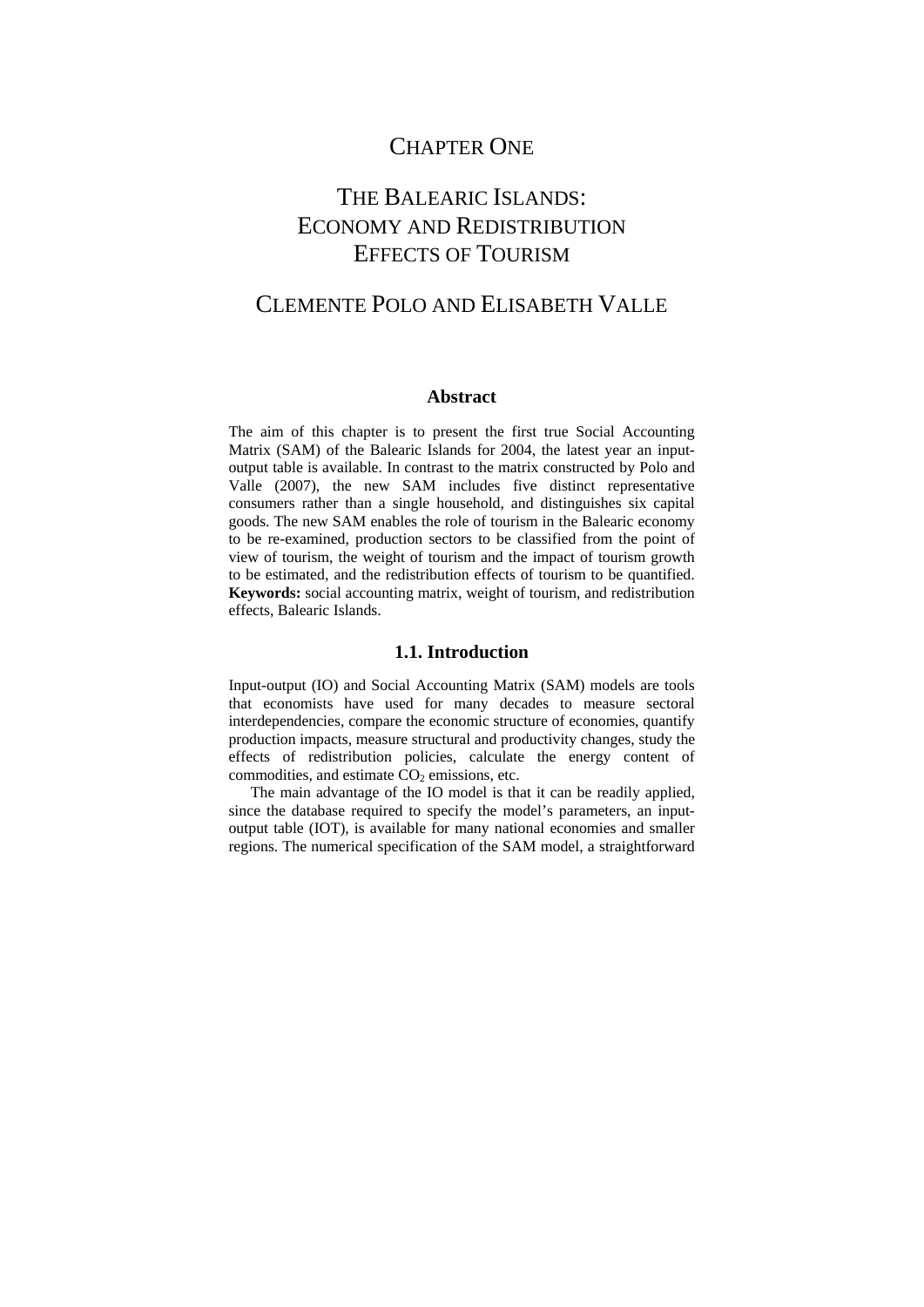# CHAPTER ONE

# THE BALEARIC ISLANDS: ECONOMY AND REDISTRIBUTION EFFECTS OF TOURISM

## CLEMENTE POLO AND ELISABETH VALLE

### Abstract

The aim of this chapter is to present the first true Social Accounting Matrix (SAM) of the Balearic Islands for 2004, the latest year an input-output table is available. In contrast to the matrix constructed by Polo and Valle (2007), the new SAM includes five distinct representative consumers rather than a single household, and distinguishes six capital goods. The new SAM enables the role of tourism in the Balearic economy to be re-examined, production sectors to be classified from the point of view of tourism, the weight of tourism and the impact of tourism growth to be estimated, and the redistribution effects of tourism to be quantified.
**Keywords:** social accounting matrix, weight of tourism, and redistribution effects, Balearic Islands.

### 1.1. Introduction

Input-output (IO) and Social Accounting Matrix (SAM) models are tools that economists have used for many decades to measure sectoral interdependencies, compare the economic structure of economies, quantify production impacts, measure structural and productivity changes, study the effects of redistribution policies, calculate the energy content of commodities, and estimate $CO_2$ emissions, etc.

The main advantage of the IO model is that it can be readily applied, since the database required to specify the model's parameters, an input-output table (IOT), is available for many national economies and smaller regions. The numerical specification of the SAM model, a straightforward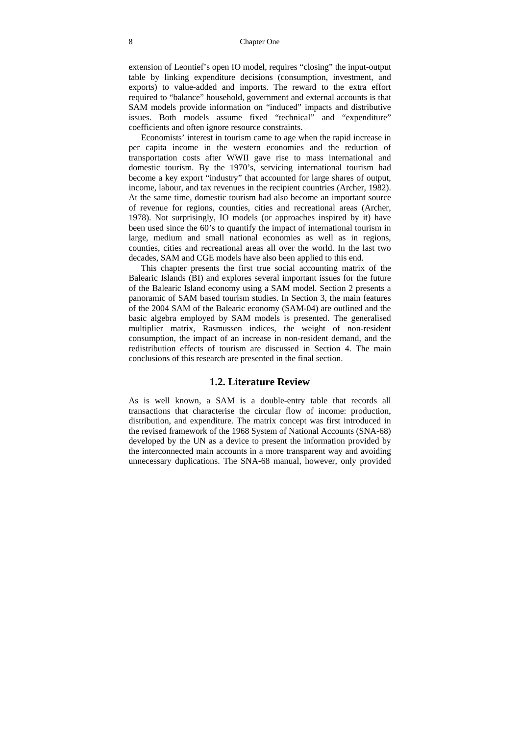extension of Leontief's open IO model, requires "closing" the input-output table by linking expenditure decisions (consumption, investment, and exports) to value-added and imports. The reward to the extra effort required to "balance" household, government and external accounts is that SAM models provide information on "induced" impacts and distributive issues. Both models assume fixed "technical" and "expenditure" coefficients and often ignore resource constraints.

Economists' interest in tourism came to age when the rapid increase in per capita income in the western economies and the reduction of transportation costs after WWII gave rise to mass international and domestic tourism. By the 1970's, servicing international tourism had become a key export "industry" that accounted for large shares of output, income, labour, and tax revenues in the recipient countries (Archer, 1982). At the same time, domestic tourism had also become an important source of revenue for regions, counties, cities and recreational areas (Archer, 1978). Not surprisingly, IO models (or approaches inspired by it) have been used since the 60's to quantify the impact of international tourism in large, medium and small national economies as well as in regions, counties, cities and recreational areas all over the world. In the last two decades, SAM and CGE models have also been applied to this end.

This chapter presents the first true social accounting matrix of the Balearic Islands (BI) and explores several important issues for the future of the Balearic Island economy using a SAM model. Section 2 presents a panoramic of SAM based tourism studies. In Section 3, the main features of the 2004 SAM of the Balearic economy (SAM-04) are outlined and the basic algebra employed by SAM models is presented. The generalised multiplier matrix, Rasmussen indices, the weight of non-resident consumption, the impact of an increase in non-resident demand, and the redistribution effects of tourism are discussed in Section 4. The main conclusions of this research are presented in the final section.

## 1.2. Literature Review

As is well known, a SAM is a double-entry table that records all transactions that characterise the circular flow of income: production, distribution, and expenditure. The matrix concept was first introduced in the revised framework of the 1968 System of National Accounts (SNA-68) developed by the UN as a device to present the information provided by the interconnected main accounts in a more transparent way and avoiding unnecessary duplications. The SNA-68 manual, however, only provided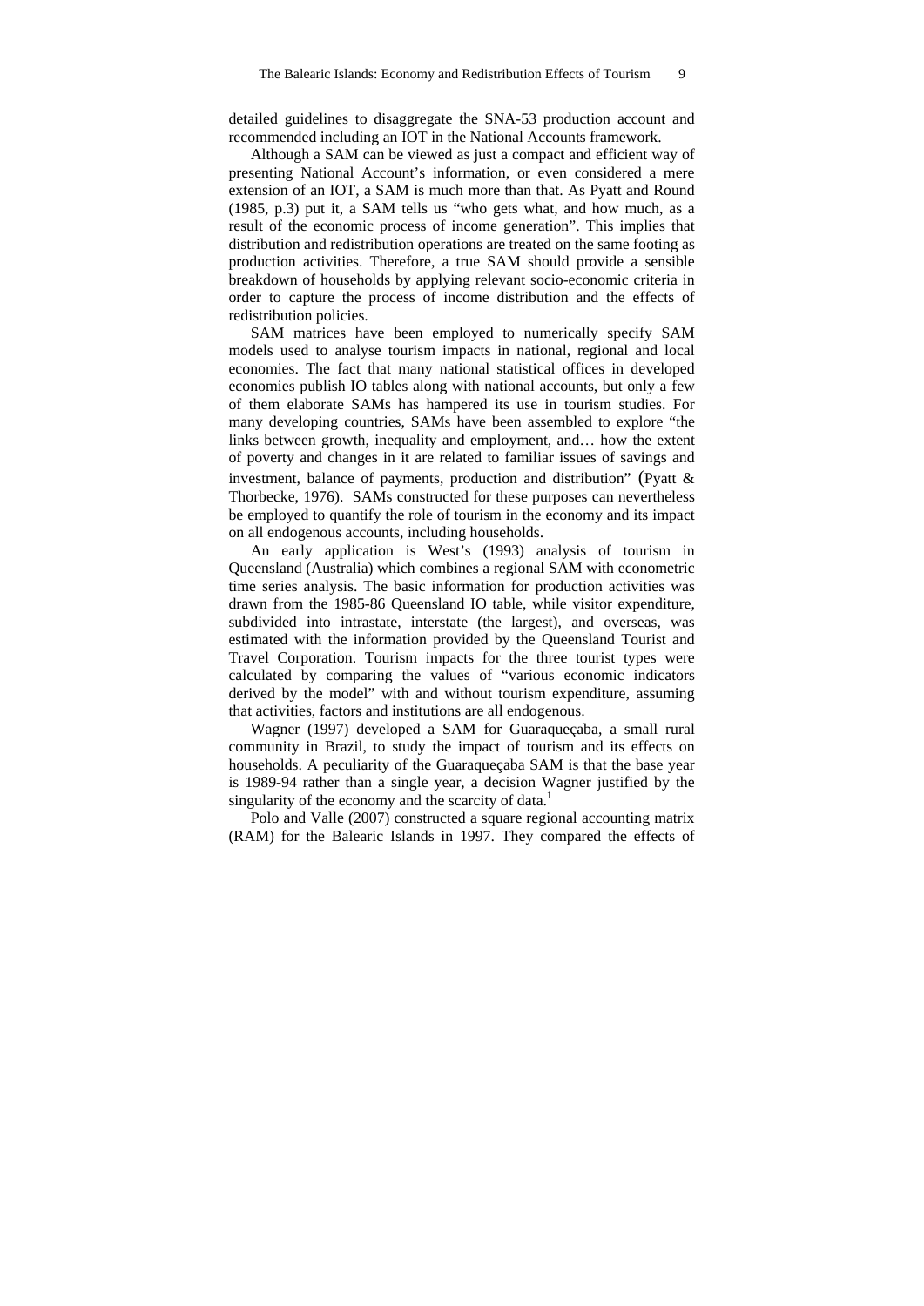detailed guidelines to disaggregate the SNA-53 production account and recommended including an IOT in the National Accounts framework.

Although a SAM can be viewed as just a compact and efficient way of presenting National Account's information, or even considered a mere extension of an IOT, a SAM is much more than that. As Pyatt and Round (1985, p.3) put it, a SAM tells us "who gets what, and how much, as a result of the economic process of income generation". This implies that distribution and redistribution operations are treated on the same footing as production activities. Therefore, a true SAM should provide a sensible breakdown of households by applying relevant socio-economic criteria in order to capture the process of income distribution and the effects of redistribution policies.

SAM matrices have been employed to numerically specify SAM models used to analyse tourism impacts in national, regional and local economies. The fact that many national statistical offices in developed economies publish IO tables along with national accounts, but only a few of them elaborate SAMs has hampered its use in tourism studies. For many developing countries, SAMs have been assembled to explore "the links between growth, inequality and employment, and… how the extent of poverty and changes in it are related to familiar issues of savings and investment, balance of payments, production and distribution" (Pyatt & Thorbecke, 1976). SAMs constructed for these purposes can nevertheless be employed to quantify the role of tourism in the economy and its impact on all endogenous accounts, including households.

An early application is West's (1993) analysis of tourism in Queensland (Australia) which combines a regional SAM with econometric time series analysis. The basic information for production activities was drawn from the 1985-86 Queensland IO table, while visitor expenditure, subdivided into intrastate, interstate (the largest), and overseas, was estimated with the information provided by the Queensland Tourist and Travel Corporation. Tourism impacts for the three tourist types were calculated by comparing the values of "various economic indicators derived by the model" with and without tourism expenditure, assuming that activities, factors and institutions are all endogenous.

Wagner (1997) developed a SAM for Guaraqueçaba, a small rural community in Brazil, to study the impact of tourism and its effects on households. A peculiarity of the Guaraqueçaba SAM is that the base year is 1989-94 rather than a single year, a decision Wagner justified by the singularity of the economy and the scarcity of data.[1]

Polo and Valle (2007) constructed a square regional accounting matrix (RAM) for the Balearic Islands in 1997. They compared the effects of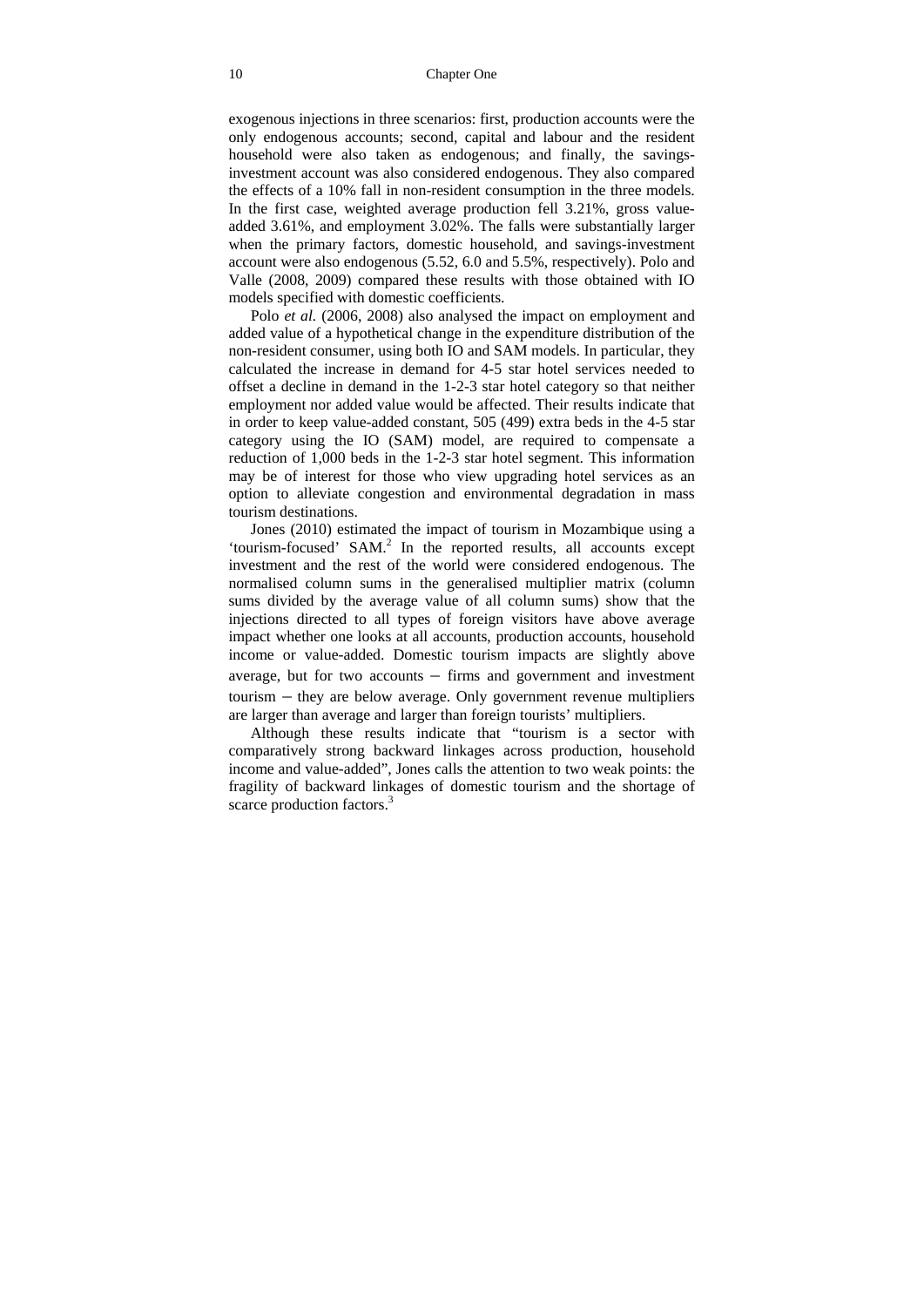exogenous injections in three scenarios: first, production accounts were the only endogenous accounts; second, capital and labour and the resident household were also taken as endogenous; and finally, the savings-investment account was also considered endogenous. They also compared the effects of a 10% fall in non-resident consumption in the three models. In the first case, weighted average production fell 3.21%, gross value-added 3.61%, and employment 3.02%. The falls were substantially larger when the primary factors, domestic household, and savings-investment account were also endogenous (5.52, 6.0 and 5.5%, respectively). Polo and Valle (2008, 2009) compared these results with those obtained with IO models specified with domestic coefficients.

Polo *et al.* (2006, 2008) also analysed the impact on employment and added value of a hypothetical change in the expenditure distribution of the non-resident consumer, using both IO and SAM models. In particular, they calculated the increase in demand for 4-5 star hotel services needed to offset a decline in demand in the 1-2-3 star hotel category so that neither employment nor added value would be affected. Their results indicate that in order to keep value-added constant, 505 (499) extra beds in the 4-5 star category using the IO (SAM) model, are required to compensate a reduction of 1,000 beds in the 1-2-3 star hotel segment. This information may be of interest for those who view upgrading hotel services as an option to alleviate congestion and environmental degradation in mass tourism destinations.

Jones (2010) estimated the impact of tourism in Mozambique using a 'tourism-focused' SAM.[2] In the reported results, all accounts except investment and the rest of the world were considered endogenous. The normalised column sums in the generalised multiplier matrix (column sums divided by the average value of all column sums) show that the injections directed to all types of foreign visitors have above average impact whether one looks at all accounts, production accounts, household income or value-added. Domestic tourism impacts are slightly above average, but for two accounts – firms and government and investment tourism – they are below average. Only government revenue multipliers are larger than average and larger than foreign tourists' multipliers.

Although these results indicate that "tourism is a sector with comparatively strong backward linkages across production, household income and value-added", Jones calls the attention to two weak points: the fragility of backward linkages of domestic tourism and the shortage of scarce production factors.[3]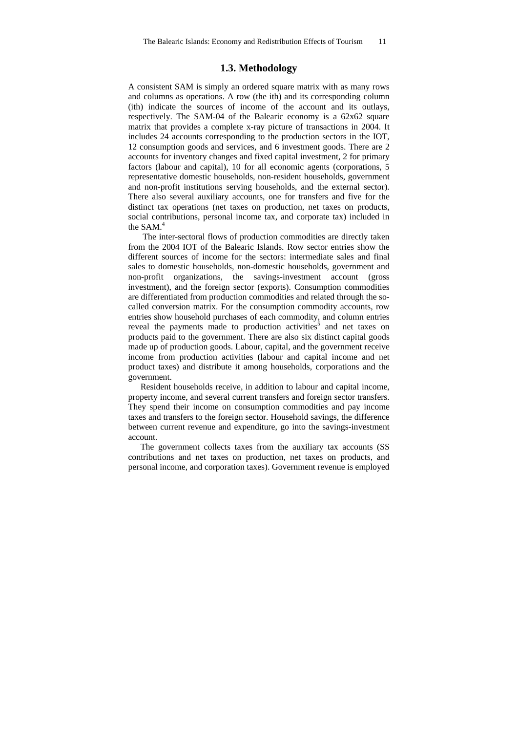### 1.3. Methodology

A consistent SAM is simply an ordered square matrix with as many rows and columns as operations. A row (the ith) and its corresponding column (ith) indicate the sources of income of the account and its outlays, respectively. The SAM-04 of the Balearic economy is a 62x62 square matrix that provides a complete x-ray picture of transactions in 2004. It includes 24 accounts corresponding to the production sectors in the IOT, 12 consumption goods and services, and 6 investment goods. There are 2 accounts for inventory changes and fixed capital investment, 2 for primary factors (labour and capital), 10 for all economic agents (corporations, 5 representative domestic households, non-resident households, government and non-profit institutions serving households, and the external sector). There also several auxiliary accounts, one for transfers and five for the distinct tax operations (net taxes on production, net taxes on products, social contributions, personal income tax, and corporate tax) included in the SAM.[4]

The inter-sectoral flows of production commodities are directly taken from the 2004 IOT of the Balearic Islands. Row sector entries show the different sources of income for the sectors: intermediate sales and final sales to domestic households, non-domestic households, government and non-profit organizations, the savings-investment account (gross investment), and the foreign sector (exports). Consumption commodities are differentiated from production commodities and related through the so-called conversion matrix. For the consumption commodity accounts, row entries show household purchases of each commodity, and column entries reveal the payments made to production activities[5] and net taxes on products paid to the government. There are also six distinct capital goods made up of production goods. Labour, capital, and the government receive income from production activities (labour and capital income and net product taxes) and distribute it among households, corporations and the government.

Resident households receive, in addition to labour and capital income, property income, and several current transfers and foreign sector transfers. They spend their income on consumption commodities and pay income taxes and transfers to the foreign sector. Household savings, the difference between current revenue and expenditure, go into the savings-investment account.

The government collects taxes from the auxiliary tax accounts (SS contributions and net taxes on production, net taxes on products, and personal income, and corporation taxes). Government revenue is employed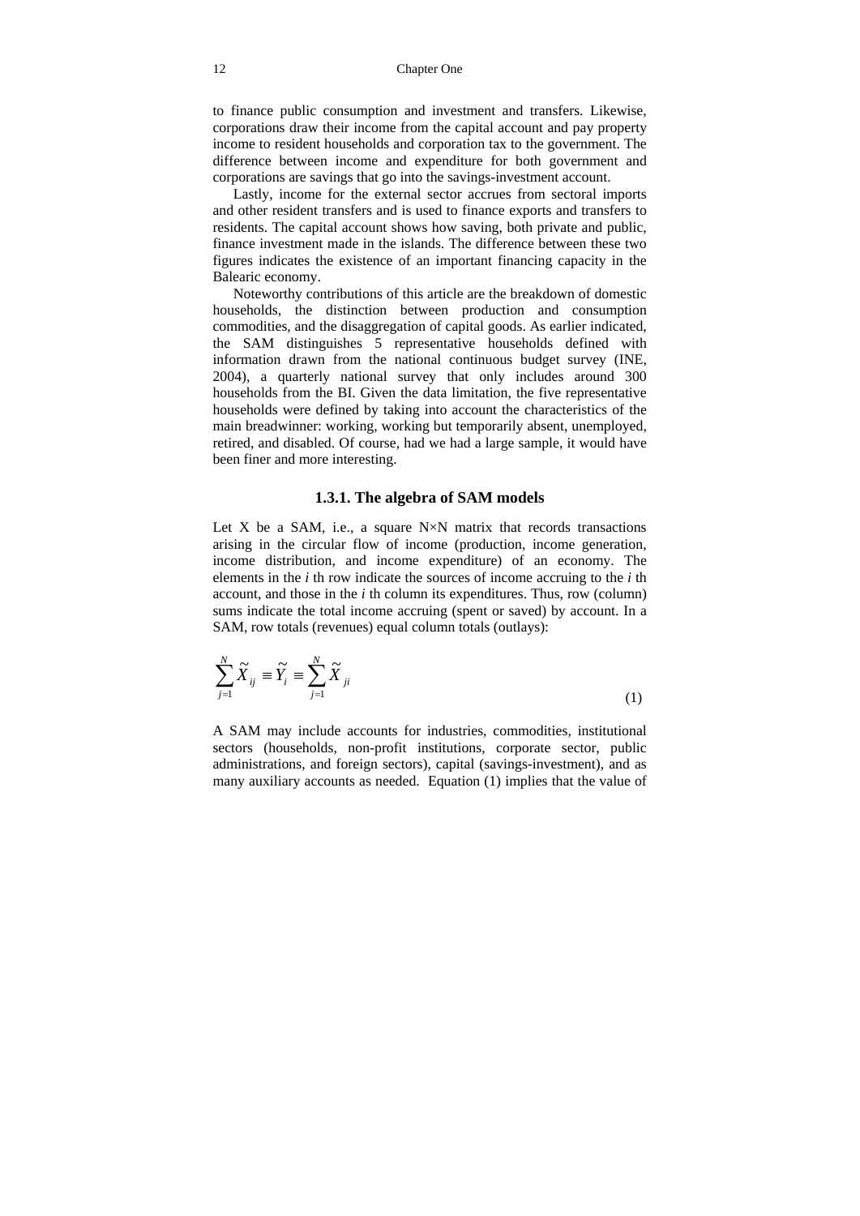to finance public consumption and investment and transfers. Likewise, corporations draw their income from the capital account and pay property income to resident households and corporation tax to the government. The difference between income and expenditure for both government and corporations are savings that go into the savings-investment account.

Lastly, income for the external sector accrues from sectoral imports and other resident transfers and is used to finance exports and transfers to residents. The capital account shows how saving, both private and public, finance investment made in the islands. The difference between these two figures indicates the existence of an important financing capacity in the Balearic economy.

Noteworthy contributions of this article are the breakdown of domestic households, the distinction between production and consumption commodities, and the disaggregation of capital goods. As earlier indicated, the SAM distinguishes 5 representative households defined with information drawn from the national continuous budget survey (INE, 2004), a quarterly national survey that only includes around 300 households from the BI. Given the data limitation, the five representative households were defined by taking into account the characteristics of the main breadwinner: working, working but temporarily absent, unemployed, retired, and disabled. Of course, had we had a large sample, it would have been finer and more interesting.

### 1.3.1. The algebra of SAM models

Let X be a SAM, i.e., a square N×N matrix that records transactions arising in the circular flow of income (production, income generation, income distribution, and income expenditure) of an economy. The elements in the *i* th row indicate the sources of income accruing to the *i* th account, and those in the *i* th column its expenditures. Thus, row (column) sums indicate the total income accruing (spent or saved) by account. In a SAM, row totals (revenues) equal column totals (outlays):

$$\sum_{j=1}^{N} \tilde{X}_{ij} \equiv \tilde{Y}_i \equiv \sum_{j=1}^{N} \tilde{X}_{ji} \tag{1}$$

A SAM may include accounts for industries, commodities, institutional sectors (households, non-profit institutions, corporate sector, public administrations, and foreign sectors), capital (savings-investment), and as many auxiliary accounts as needed. Equation (1) implies that the value of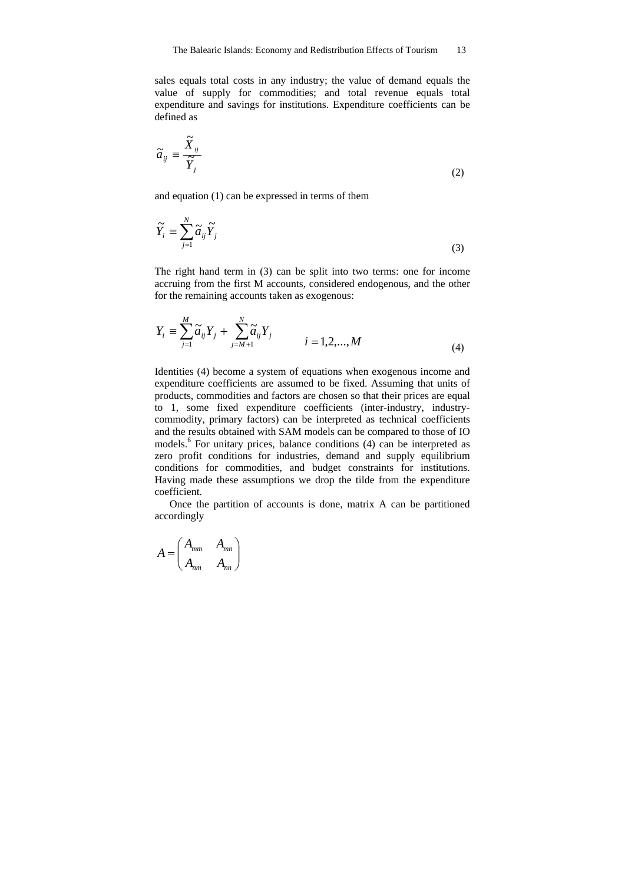sales equals total costs in any industry; the value of demand equals the value of supply for commodities; and total revenue equals total expenditure and savings for institutions. Expenditure coefficients can be defined as

$$\tilde{a}_{ij} \equiv \frac{\tilde{X}_{ij}}{\tilde{Y}_j} \tag{2}$$

and equation (1) can be expressed in terms of them

$$\tilde{Y}_i \equiv \sum_{j=1}^{N} \tilde{a}_{ij} \tilde{Y}_j \tag{3}$$

The right hand term in (3) can be split into two terms: one for income accruing from the first M accounts, considered endogenous, and the other for the remaining accounts taken as exogenous:

$$Y_i \equiv \sum_{j=1}^{M} \tilde{a}_{ij} Y_j + \sum_{j=M+1}^{N} \tilde{a}_{ij} Y_j \qquad i = 1,2,...,M \tag{4}$$

Identities (4) become a system of equations when exogenous income and expenditure coefficients are assumed to be fixed. Assuming that units of products, commodities and factors are chosen so that their prices are equal to 1, some fixed expenditure coefficients (inter-industry, industry-commodity, primary factors) can be interpreted as technical coefficients and the results obtained with SAM models can be compared to those of IO models.[6] For unitary prices, balance conditions (4) can be interpreted as zero profit conditions for industries, demand and supply equilibrium conditions for commodities, and budget constraints for institutions. Having made these assumptions we drop the tilde from the expenditure coefficient.

Once the partition of accounts is done, matrix A can be partitioned accordingly

$$A = \begin{pmatrix} A_{mm} & A_{mn} \\ A_{nm} & A_{nn} \end{pmatrix}$$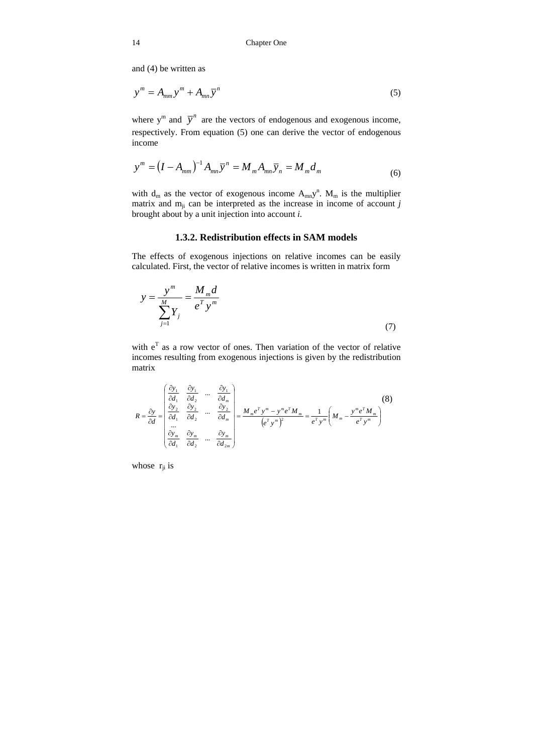and (4) be written as

$$y^m = A_{mm} y^m + A_{mn} \bar{y}^n \tag{5}$$

where $y^m$ and $\bar{y}^n$ are the vectors of endogenous and exogenous income, respectively. From equation (5) one can derive the vector of endogenous income

$$y^m = (I - A_{mm})^{-1} A_{mn} \bar{y}^n = M_m A_{mn} \bar{y}_n = M_m d_m \tag{6}$$

with $d_m$ as the vector of exogenous income $A_{mn}y^n$. $M_m$ is the multiplier matrix and $m_{ji}$ can be interpreted as the increase in income of account *j* brought about by a unit injection into account *i*.

### 1.3.2. Redistribution effects in SAM models

The effects of exogenous injections on relative incomes can be easily calculated. First, the vector of relative incomes is written in matrix form

$$y = \frac{y^m}{\sum_{j=1}^{M} Y_j} = \frac{M_m d}{e^T y^m} \tag{7}$$

with $e^T$ as a row vector of ones. Then variation of the vector of relative incomes resulting from exogenous injections is given by the redistribution matrix

$$R = \frac{\partial y}{\partial d} = \begin{pmatrix} \frac{\partial y_1}{\partial d_1} & \frac{\partial y_1}{\partial d_2} & \cdots & \frac{\partial y_1}{\partial d_m} \\ \frac{\partial y_2}{\partial d_1} & \frac{\partial y_2}{\partial d_2} & \cdots & \frac{\partial y_2}{\partial d_m} \\ \cdots & & & \\ \frac{\partial y_m}{\partial d_1} & \frac{\partial y_m}{\partial d_2} & \cdots & \frac{\partial y_m}{\partial d_{2m}} \end{pmatrix} = \frac{M_m e^T y^m - y^m e^T M_m}{\left(e^T y^m\right)^2} = \frac{1}{e^T y^m}\left(M_m - \frac{y^m e^T M_m}{e^T y^m}\right) \tag{8}$$

whose $r_{ji}$ is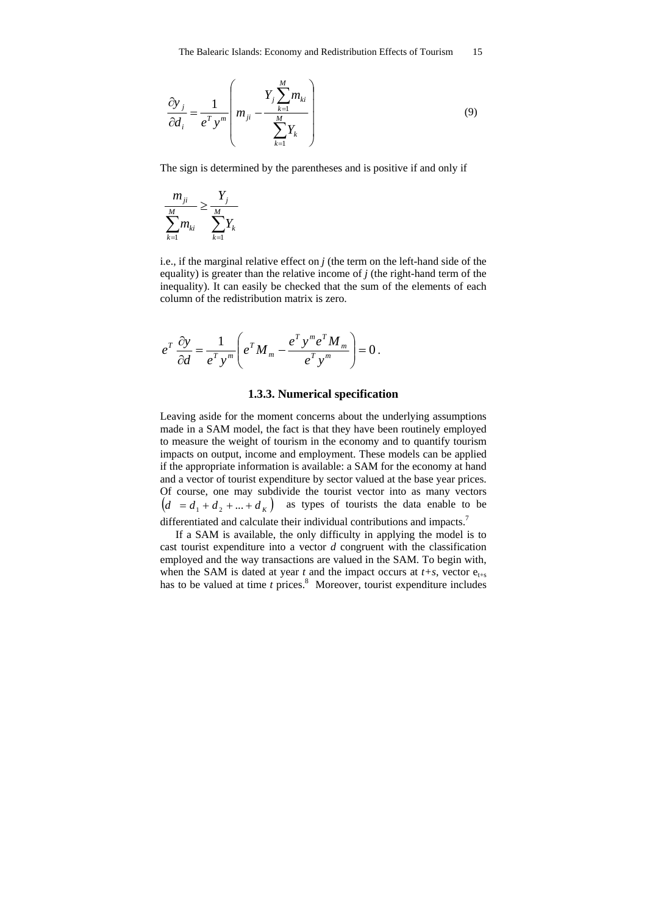$$\frac{\partial y_j}{\partial d_i} = \frac{1}{e^T y^m} \left( m_{ji} - \frac{Y_j \sum_{k=1}^{M} m_{ki}}{\sum_{k=1}^{M} Y_k} \right) \tag{9}$$

The sign is determined by the parentheses and is positive if and only if

$$\frac{m_{ji}}{\sum_{k=1}^{M} m_{ki}} \geq \frac{Y_j}{\sum_{k=1}^{M} Y_k}$$

i.e., if the marginal relative effect on $j$ (the term on the left-hand side of the equality) is greater than the relative income of $j$ (the right-hand term of the inequality). It can easily be checked that the sum of the elements of each column of the redistribution matrix is zero.

$$e^T \frac{\partial y}{\partial d} = \frac{1}{e^T y^m} \left( e^T M_m - \frac{e^T y^m e^T M_m}{e^T y^m} \right) = 0 \,.$$

### 1.3.3. Numerical specification

Leaving aside for the moment concerns about the underlying assumptions made in a SAM model, the fact is that they have been routinely employed to measure the weight of tourism in the economy and to quantify tourism impacts on output, income and employment. These models can be applied if the appropriate information is available: a SAM for the economy at hand and a vector of tourist expenditure by sector valued at the base year prices. Of course, one may subdivide the tourist vector into as many vectors $\left(d = d_1 + d_2 + ... + d_K\right)$ as types of tourists the data enable to be differentiated and calculate their individual contributions and impacts.[7]

If a SAM is available, the only difficulty in applying the model is to cast tourist expenditure into a vector $d$ congruent with the classification employed and the way transactions are valued in the SAM. To begin with, when the SAM is dated at year $t$ and the impact occurs at $t+s$, vector $e_{t+s}$ has to be valued at time $t$ prices.[8] Moreover, tourist expenditure includes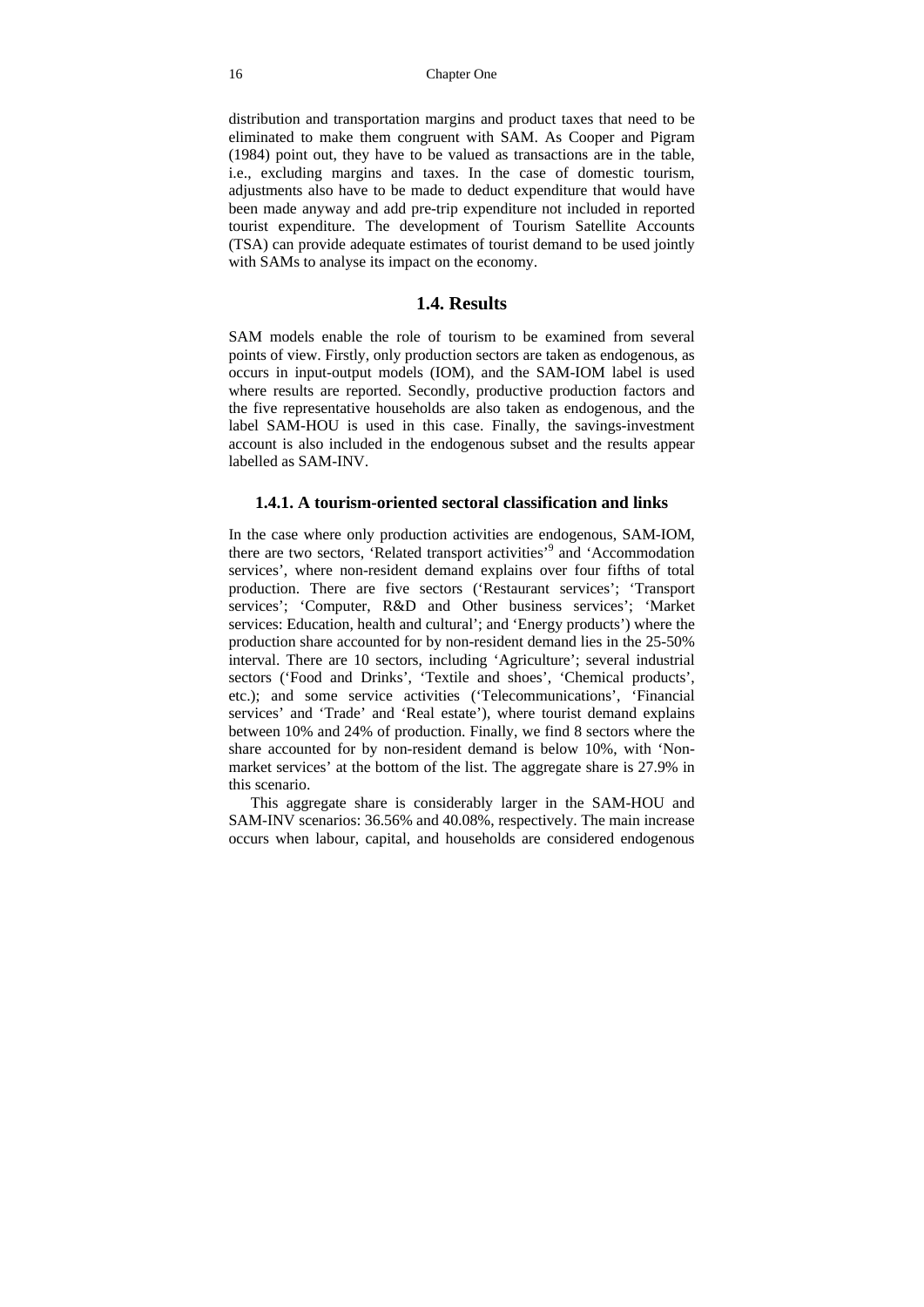distribution and transportation margins and product taxes that need to be eliminated to make them congruent with SAM. As Cooper and Pigram (1984) point out, they have to be valued as transactions are in the table, i.e., excluding margins and taxes. In the case of domestic tourism, adjustments also have to be made to deduct expenditure that would have been made anyway and add pre-trip expenditure not included in reported tourist expenditure. The development of Tourism Satellite Accounts (TSA) can provide adequate estimates of tourist demand to be used jointly with SAMs to analyse its impact on the economy.

## 1.4. Results

SAM models enable the role of tourism to be examined from several points of view. Firstly, only production sectors are taken as endogenous, as occurs in input-output models (IOM), and the SAM-IOM label is used where results are reported. Secondly, productive production factors and the five representative households are also taken as endogenous, and the label SAM-HOU is used in this case. Finally, the savings-investment account is also included in the endogenous subset and the results appear labelled as SAM-INV.

### 1.4.1. A tourism-oriented sectoral classification and links

In the case where only production activities are endogenous, SAM-IOM, there are two sectors, 'Related transport activities'[9] and 'Accommodation services', where non-resident demand explains over four fifths of total production. There are five sectors ('Restaurant services'; 'Transport services'; 'Computer, R&D and Other business services'; 'Market services: Education, health and cultural'; and 'Energy products') where the production share accounted for by non-resident demand lies in the 25-50% interval. There are 10 sectors, including 'Agriculture'; several industrial sectors ('Food and Drinks', 'Textile and shoes', 'Chemical products', etc.); and some service activities ('Telecommunications', 'Financial services' and 'Trade' and 'Real estate'), where tourist demand explains between 10% and 24% of production. Finally, we find 8 sectors where the share accounted for by non-resident demand is below 10%, with 'Non-market services' at the bottom of the list. The aggregate share is 27.9% in this scenario.

This aggregate share is considerably larger in the SAM-HOU and SAM-INV scenarios: 36.56% and 40.08%, respectively. The main increase occurs when labour, capital, and households are considered endogenous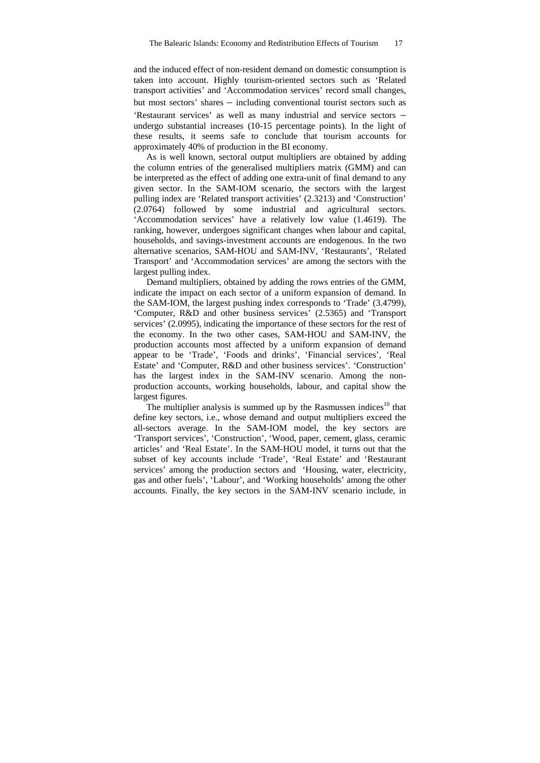and the induced effect of non-resident demand on domestic consumption is taken into account. Highly tourism-oriented sectors such as 'Related transport activities' and 'Accommodation services' record small changes, but most sectors' shares – including conventional tourist sectors such as 'Restaurant services' as well as many industrial and service sectors – undergo substantial increases (10-15 percentage points). In the light of these results, it seems safe to conclude that tourism accounts for approximately 40% of production in the BI economy.

As is well known, sectoral output multipliers are obtained by adding the column entries of the generalised multipliers matrix (GMM) and can be interpreted as the effect of adding one extra-unit of final demand to any given sector. In the SAM-IOM scenario, the sectors with the largest pulling index are 'Related transport activities' (2.3213) and 'Construction' (2.0764) followed by some industrial and agricultural sectors. 'Accommodation services' have a relatively low value (1.4619). The ranking, however, undergoes significant changes when labour and capital, households, and savings-investment accounts are endogenous. In the two alternative scenarios, SAM-HOU and SAM-INV, 'Restaurants', 'Related Transport' and 'Accommodation services' are among the sectors with the largest pulling index.

Demand multipliers, obtained by adding the rows entries of the GMM, indicate the impact on each sector of a uniform expansion of demand. In the SAM-IOM, the largest pushing index corresponds to 'Trade' (3.4799), 'Computer, R&D and other business services' (2.5365) and 'Transport services' (2.0995), indicating the importance of these sectors for the rest of the economy. In the two other cases, SAM-HOU and SAM-INV, the production accounts most affected by a uniform expansion of demand appear to be 'Trade', 'Foods and drinks', 'Financial services', 'Real Estate' and 'Computer, R&D and other business services'. 'Construction' has the largest index in the SAM-INV scenario. Among the non-production accounts, working households, labour, and capital show the largest figures.

The multiplier analysis is summed up by the Rasmussen indices[10] that define key sectors, i.e., whose demand and output multipliers exceed the all-sectors average. In the SAM-IOM model, the key sectors are 'Transport services', 'Construction', 'Wood, paper, cement, glass, ceramic articles' and 'Real Estate'. In the SAM-HOU model, it turns out that the subset of key accounts include 'Trade', 'Real Estate' and 'Restaurant services' among the production sectors and 'Housing, water, electricity, gas and other fuels', 'Labour', and 'Working households' among the other accounts. Finally, the key sectors in the SAM-INV scenario include, in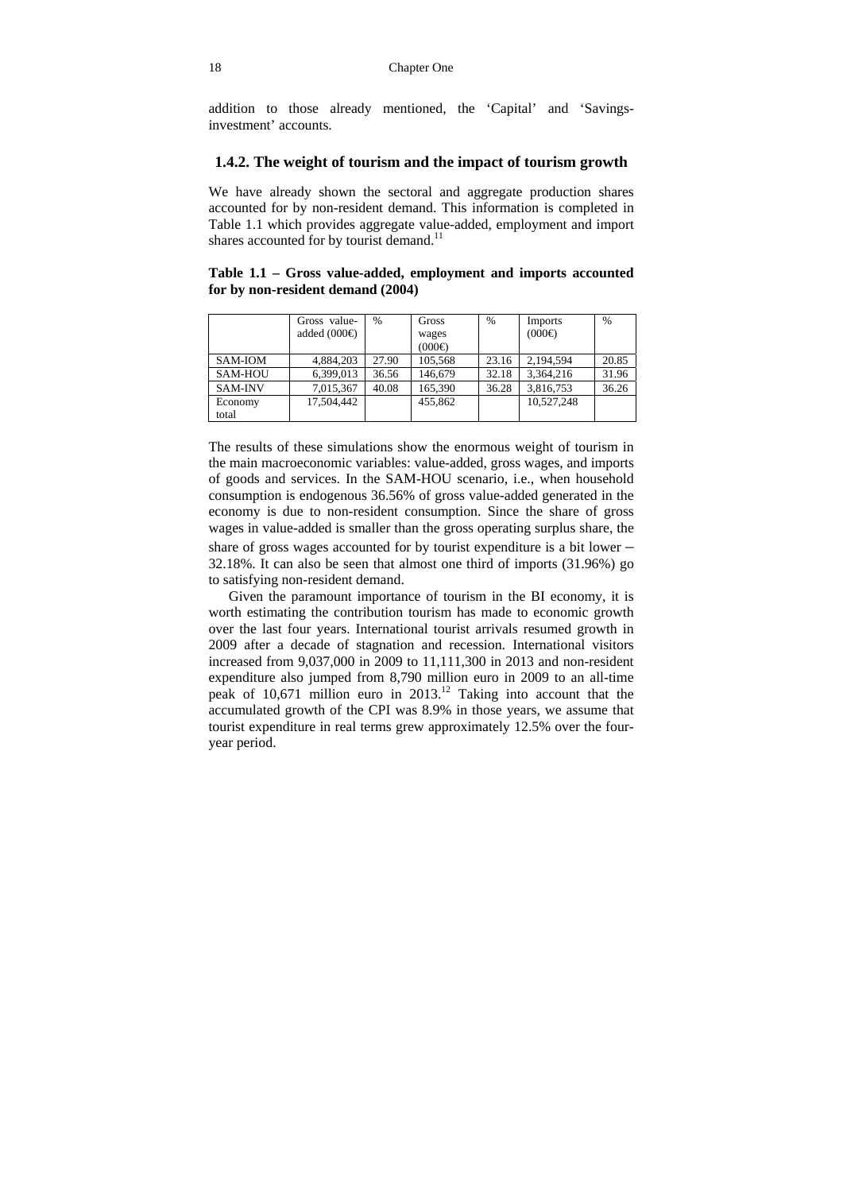addition to those already mentioned, the 'Capital' and 'Savings-investment' accounts.

### 1.4.2. The weight of tourism and the impact of tourism growth

We have already shown the sectoral and aggregate production shares accounted for by non-resident demand. This information is completed in Table 1.1 which provides aggregate value-added, employment and import shares accounted for by tourist demand.[11]

**Table 1.1 – Gross value-added, employment and imports accounted for by non-resident demand (2004)**

| | Gross value-added (000€) | % | Gross wages (000€) | % | Imports (000€) | % |
|---|---|---|---|---|---|---|
| SAM-IOM | 4,884,203 | 27.90 | 105,568 | 23.16 | 2,194,594 | 20.85 |
| SAM-HOU | 6,399,013 | 36.56 | 146,679 | 32.18 | 3,364,216 | 31.96 |
| SAM-INV | 7,015,367 | 40.08 | 165,390 | 36.28 | 3,816,753 | 36.26 |
| Economy total | 17,504,442 | | 455,862 | | 10,527,248 | |

The results of these simulations show the enormous weight of tourism in the main macroeconomic variables: value-added, gross wages, and imports of goods and services. In the SAM-HOU scenario, i.e., when household consumption is endogenous 36.56% of gross value-added generated in the economy is due to non-resident consumption. Since the share of gross wages in value-added is smaller than the gross operating surplus share, the share of gross wages accounted for by tourist expenditure is a bit lower – 32.18%. It can also be seen that almost one third of imports (31.96%) go to satisfying non-resident demand.

Given the paramount importance of tourism in the BI economy, it is worth estimating the contribution tourism has made to economic growth over the last four years. International tourist arrivals resumed growth in 2009 after a decade of stagnation and recession. International visitors increased from 9,037,000 in 2009 to 11,111,300 in 2013 and non-resident expenditure also jumped from 8,790 million euro in 2009 to an all-time peak of 10,671 million euro in 2013.[12] Taking into account that the accumulated growth of the CPI was 8.9% in those years, we assume that tourist expenditure in real terms grew approximately 12.5% over the four-year period.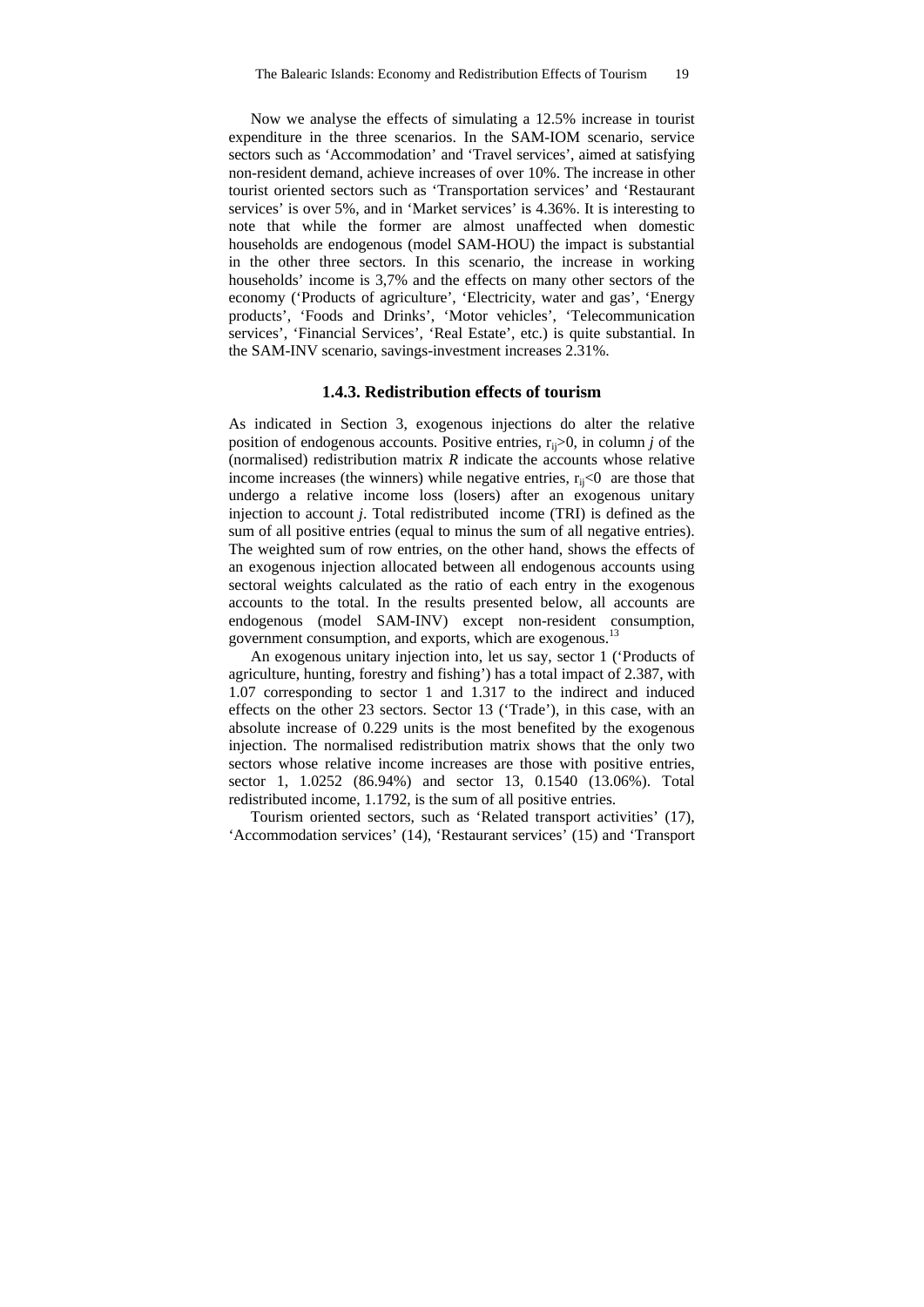Now we analyse the effects of simulating a 12.5% increase in tourist expenditure in the three scenarios. In the SAM-IOM scenario, service sectors such as 'Accommodation' and 'Travel services', aimed at satisfying non-resident demand, achieve increases of over 10%. The increase in other tourist oriented sectors such as 'Transportation services' and 'Restaurant services' is over 5%, and in 'Market services' is 4.36%. It is interesting to note that while the former are almost unaffected when domestic households are endogenous (model SAM-HOU) the impact is substantial in the other three sectors. In this scenario, the increase in working households' income is 3,7% and the effects on many other sectors of the economy ('Products of agriculture', 'Electricity, water and gas', 'Energy products', 'Foods and Drinks', 'Motor vehicles', 'Telecommunication services', 'Financial Services', 'Real Estate', etc.) is quite substantial. In the SAM-INV scenario, savings-investment increases 2.31%.

### 1.4.3. Redistribution effects of tourism

As indicated in Section 3, exogenous injections do alter the relative position of endogenous accounts. Positive entries, $r_{ij}>0$, in column $j$ of the (normalised) redistribution matrix $R$ indicate the accounts whose relative income increases (the winners) while negative entries, $r_{ij}<0$ are those that undergo a relative income loss (losers) after an exogenous unitary injection to account $j$. Total redistributed income (TRI) is defined as the sum of all positive entries (equal to minus the sum of all negative entries). The weighted sum of row entries, on the other hand, shows the effects of an exogenous injection allocated between all endogenous accounts using sectoral weights calculated as the ratio of each entry in the exogenous accounts to the total. In the results presented below, all accounts are endogenous (model SAM-INV) except non-resident consumption, government consumption, and exports, which are exogenous.[13]

An exogenous unitary injection into, let us say, sector 1 ('Products of agriculture, hunting, forestry and fishing') has a total impact of 2.387, with 1.07 corresponding to sector 1 and 1.317 to the indirect and induced effects on the other 23 sectors. Sector 13 ('Trade'), in this case, with an absolute increase of 0.229 units is the most benefited by the exogenous injection. The normalised redistribution matrix shows that the only two sectors whose relative income increases are those with positive entries, sector 1, 1.0252 (86.94%) and sector 13, 0.1540 (13.06%). Total redistributed income, 1.1792, is the sum of all positive entries.

Tourism oriented sectors, such as 'Related transport activities' (17), 'Accommodation services' (14), 'Restaurant services' (15) and 'Transport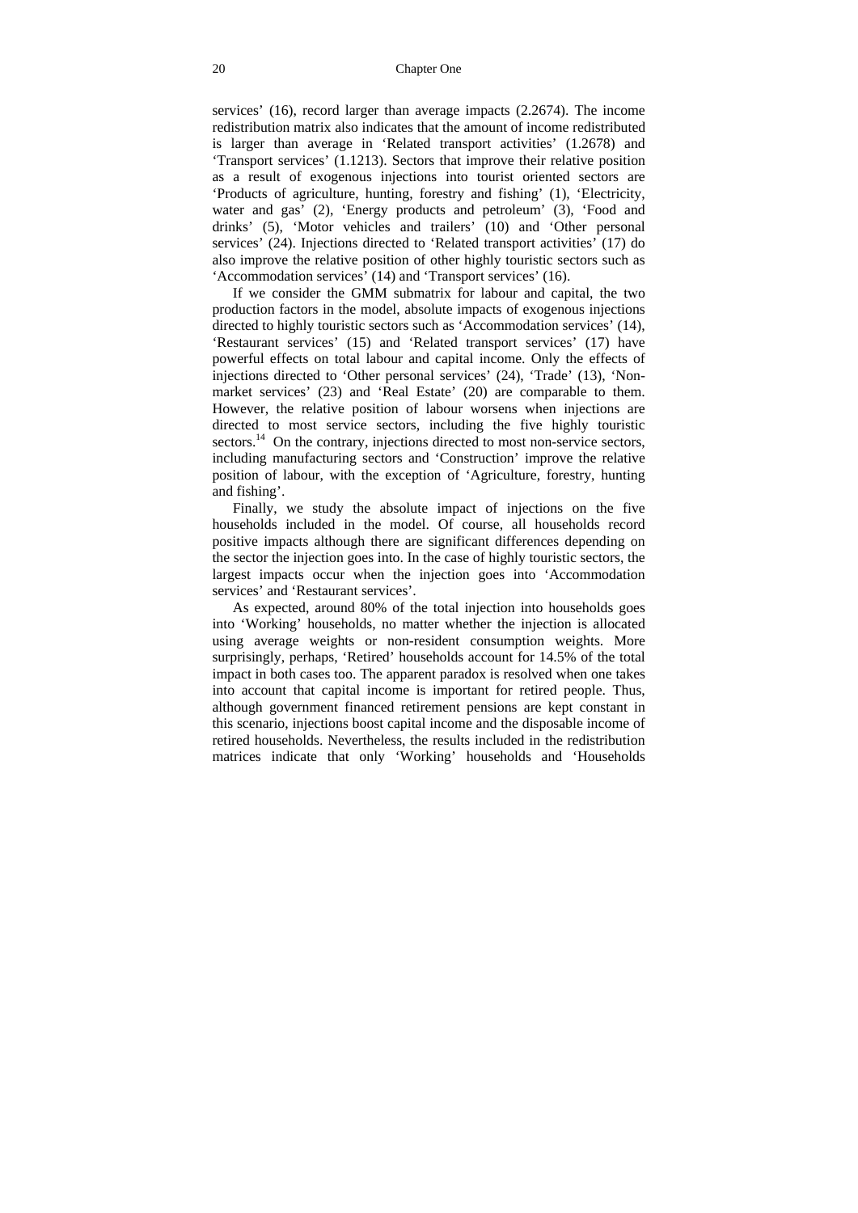services' (16), record larger than average impacts (2.2674). The income redistribution matrix also indicates that the amount of income redistributed is larger than average in 'Related transport activities' (1.2678) and 'Transport services' (1.1213). Sectors that improve their relative position as a result of exogenous injections into tourist oriented sectors are 'Products of agriculture, hunting, forestry and fishing' (1), 'Electricity, water and gas' (2), 'Energy products and petroleum' (3), 'Food and drinks' (5), 'Motor vehicles and trailers' (10) and 'Other personal services' (24). Injections directed to 'Related transport activities' (17) do also improve the relative position of other highly touristic sectors such as 'Accommodation services' (14) and 'Transport services' (16).

If we consider the GMM submatrix for labour and capital, the two production factors in the model, absolute impacts of exogenous injections directed to highly touristic sectors such as 'Accommodation services' (14), 'Restaurant services' (15) and 'Related transport services' (17) have powerful effects on total labour and capital income. Only the effects of injections directed to 'Other personal services' (24), 'Trade' (13), 'Non-market services' (23) and 'Real Estate' (20) are comparable to them. However, the relative position of labour worsens when injections are directed to most service sectors, including the five highly touristic sectors.[14] On the contrary, injections directed to most non-service sectors, including manufacturing sectors and 'Construction' improve the relative position of labour, with the exception of 'Agriculture, forestry, hunting and fishing'.

Finally, we study the absolute impact of injections on the five households included in the model. Of course, all households record positive impacts although there are significant differences depending on the sector the injection goes into. In the case of highly touristic sectors, the largest impacts occur when the injection goes into 'Accommodation services' and 'Restaurant services'.

As expected, around 80% of the total injection into households goes into 'Working' households, no matter whether the injection is allocated using average weights or non-resident consumption weights. More surprisingly, perhaps, 'Retired' households account for 14.5% of the total impact in both cases too. The apparent paradox is resolved when one takes into account that capital income is important for retired people. Thus, although government financed retirement pensions are kept constant in this scenario, injections boost capital income and the disposable income of retired households. Nevertheless, the results included in the redistribution matrices indicate that only 'Working' households and 'Households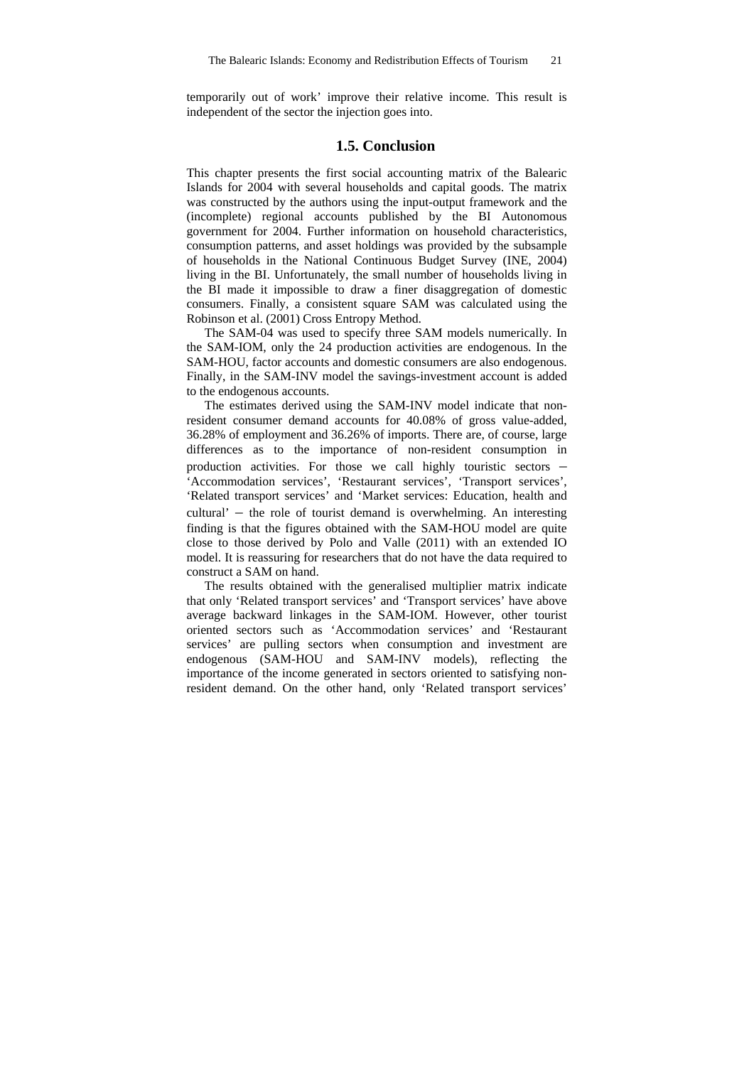temporarily out of work' improve their relative income. This result is independent of the sector the injection goes into.

## 1.5. Conclusion

This chapter presents the first social accounting matrix of the Balearic Islands for 2004 with several households and capital goods. The matrix was constructed by the authors using the input-output framework and the (incomplete) regional accounts published by the BI Autonomous government for 2004. Further information on household characteristics, consumption patterns, and asset holdings was provided by the subsample of households in the National Continuous Budget Survey (INE, 2004) living in the BI. Unfortunately, the small number of households living in the BI made it impossible to draw a finer disaggregation of domestic consumers. Finally, a consistent square SAM was calculated using the Robinson et al. (2001) Cross Entropy Method.

The SAM-04 was used to specify three SAM models numerically. In the SAM-IOM, only the 24 production activities are endogenous. In the SAM-HOU, factor accounts and domestic consumers are also endogenous. Finally, in the SAM-INV model the savings-investment account is added to the endogenous accounts.

The estimates derived using the SAM-INV model indicate that non-resident consumer demand accounts for 40.08% of gross value-added, 36.28% of employment and 36.26% of imports. There are, of course, large differences as to the importance of non-resident consumption in production activities. For those we call highly touristic sectors – 'Accommodation services', 'Restaurant services', 'Transport services', 'Related transport services' and 'Market services: Education, health and cultural' – the role of tourist demand is overwhelming. An interesting finding is that the figures obtained with the SAM-HOU model are quite close to those derived by Polo and Valle (2011) with an extended IO model. It is reassuring for researchers that do not have the data required to construct a SAM on hand.

The results obtained with the generalised multiplier matrix indicate that only 'Related transport services' and 'Transport services' have above average backward linkages in the SAM-IOM. However, other tourist oriented sectors such as 'Accommodation services' and 'Restaurant services' are pulling sectors when consumption and investment are endogenous (SAM-HOU and SAM-INV models), reflecting the importance of the income generated in sectors oriented to satisfying non-resident demand. On the other hand, only 'Related transport services'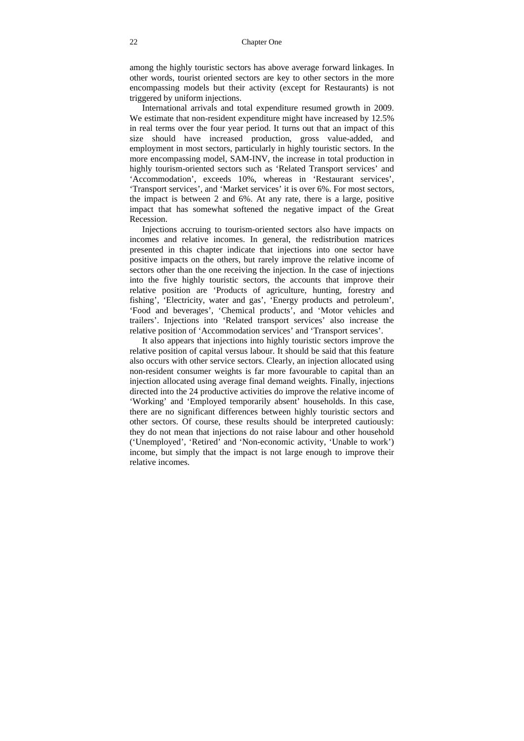among the highly touristic sectors has above average forward linkages. In other words, tourist oriented sectors are key to other sectors in the more encompassing models but their activity (except for Restaurants) is not triggered by uniform injections.

International arrivals and total expenditure resumed growth in 2009. We estimate that non-resident expenditure might have increased by 12.5% in real terms over the four year period. It turns out that an impact of this size should have increased production, gross value-added, and employment in most sectors, particularly in highly touristic sectors. In the more encompassing model, SAM-INV, the increase in total production in highly tourism-oriented sectors such as 'Related Transport services' and 'Accommodation', exceeds 10%, whereas in 'Restaurant services', 'Transport services', and 'Market services' it is over 6%. For most sectors, the impact is between 2 and 6%. At any rate, there is a large, positive impact that has somewhat softened the negative impact of the Great Recession.

Injections accruing to tourism-oriented sectors also have impacts on incomes and relative incomes. In general, the redistribution matrices presented in this chapter indicate that injections into one sector have positive impacts on the others, but rarely improve the relative income of sectors other than the one receiving the injection. In the case of injections into the five highly touristic sectors, the accounts that improve their relative position are 'Products of agriculture, hunting, forestry and fishing', 'Electricity, water and gas', 'Energy products and petroleum', 'Food and beverages', 'Chemical products', and 'Motor vehicles and trailers'. Injections into 'Related transport services' also increase the relative position of 'Accommodation services' and 'Transport services'.

It also appears that injections into highly touristic sectors improve the relative position of capital versus labour. It should be said that this feature also occurs with other service sectors. Clearly, an injection allocated using non-resident consumer weights is far more favourable to capital than an injection allocated using average final demand weights. Finally, injections directed into the 24 productive activities do improve the relative income of 'Working' and 'Employed temporarily absent' households. In this case, there are no significant differences between highly touristic sectors and other sectors. Of course, these results should be interpreted cautiously: they do not mean that injections do not raise labour and other household ('Unemployed', 'Retired' and 'Non-economic activity, 'Unable to work') income, but simply that the impact is not large enough to improve their relative incomes.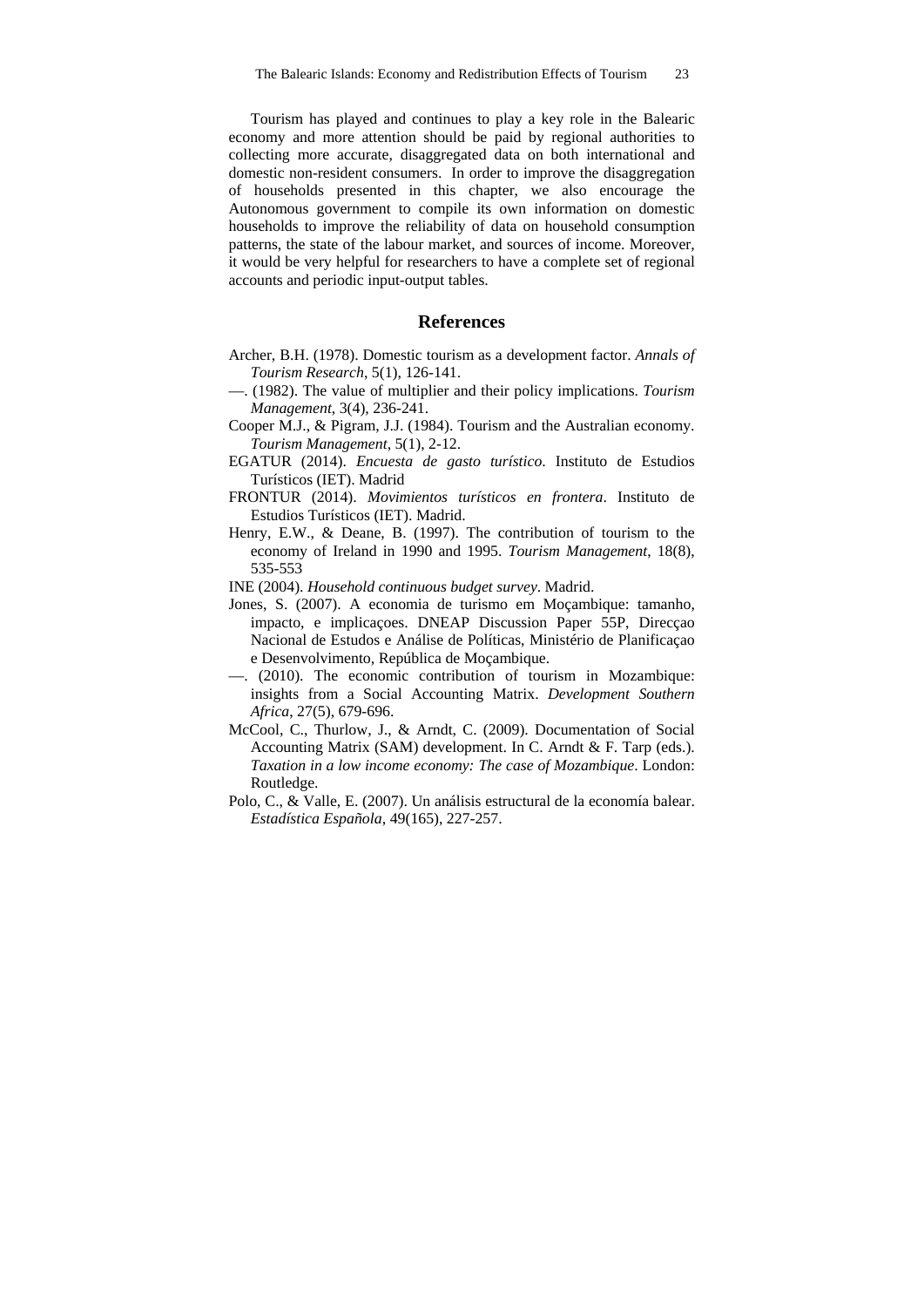Tourism has played and continues to play a key role in the Balearic economy and more attention should be paid by regional authorities to collecting more accurate, disaggregated data on both international and domestic non-resident consumers. In order to improve the disaggregation of households presented in this chapter, we also encourage the Autonomous government to compile its own information on domestic households to improve the reliability of data on household consumption patterns, the state of the labour market, and sources of income. Moreover, it would be very helpful for researchers to have a complete set of regional accounts and periodic input-output tables.

## References

Archer, B.H. (1978). Domestic tourism as a development factor. *Annals of Tourism Research*, 5(1), 126-141.

—. (1982). The value of multiplier and their policy implications. *Tourism Management*, 3(4), 236-241.

Cooper M.J., & Pigram, J.J. (1984). Tourism and the Australian economy. *Tourism Management*, 5(1), 2-12.

EGATUR (2014). *Encuesta de gasto turístico*. Instituto de Estudios Turísticos (IET). Madrid

FRONTUR (2014). *Movimientos turísticos en frontera*. Instituto de Estudios Turísticos (IET). Madrid.

Henry, E.W., & Deane, B. (1997). The contribution of tourism to the economy of Ireland in 1990 and 1995. *Tourism Management*, 18(8), 535-553

INE (2004). *Household continuous budget survey*. Madrid.

Jones, S. (2007). A economia de turismo em Moçambique: tamanho, impacto, e implicaçoes. DNEAP Discussion Paper 55P, Direcçao Nacional de Estudos e Análise de Políticas, Ministério de Planificaçao e Desenvolvimento, República de Moçambique.

—. (2010). The economic contribution of tourism in Mozambique: insights from a Social Accounting Matrix. *Development Southern Africa*, 27(5), 679-696.

McCool, C., Thurlow, J., & Arndt, C. (2009). Documentation of Social Accounting Matrix (SAM) development. In C. Arndt & F. Tarp (eds.). *Taxation in a low income economy: The case of Mozambique*. London: Routledge.

Polo, C., & Valle, E. (2007). Un análisis estructural de la economía balear. *Estadística Española*, 49(165), 227-257.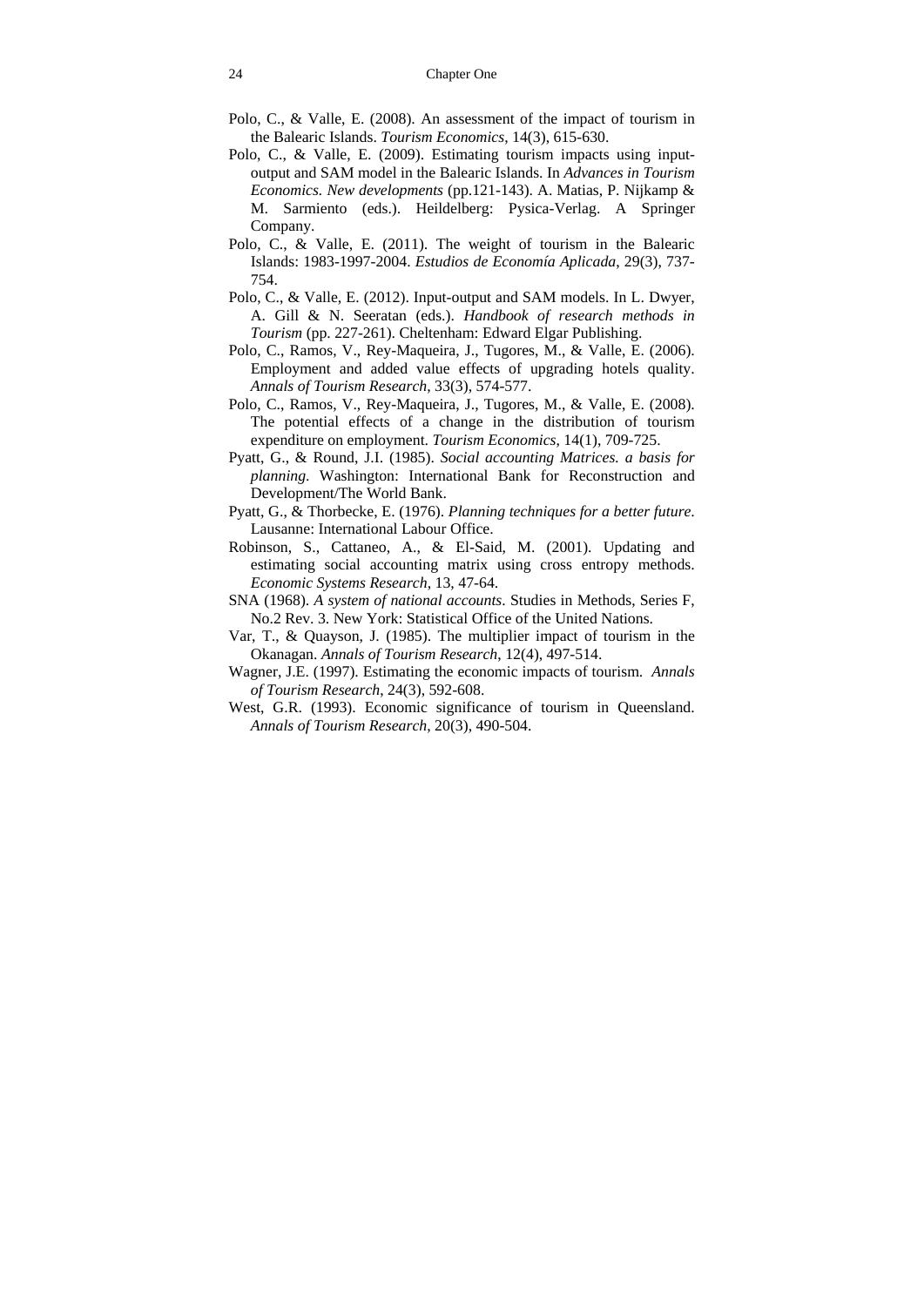Polo, C., & Valle, E. (2008). An assessment of the impact of tourism in the Balearic Islands. *Tourism Economics*, 14(3), 615-630.

Polo, C., & Valle, E. (2009). Estimating tourism impacts using input-output and SAM model in the Balearic Islands. In *Advances in Tourism Economics. New developments* (pp.121-143). A. Matias, P. Nijkamp & M. Sarmiento (eds.). Heildelberg: Pysica-Verlag. A Springer Company.

Polo, C., & Valle, E. (2011). The weight of tourism in the Balearic Islands: 1983-1997-2004. *Estudios de Economía Aplicada*, 29(3), 737-754.

Polo, C., & Valle, E. (2012). Input-output and SAM models. In L. Dwyer, A. Gill & N. Seeratan (eds.). *Handbook of research methods in Tourism* (pp. 227-261). Cheltenham: Edward Elgar Publishing.

Polo, C., Ramos, V., Rey-Maqueira, J., Tugores, M., & Valle, E. (2006). Employment and added value effects of upgrading hotels quality. *Annals of Tourism Research*, 33(3), 574-577.

Polo, C., Ramos, V., Rey-Maqueira, J., Tugores, M., & Valle, E. (2008). The potential effects of a change in the distribution of tourism expenditure on employment. *Tourism Economics*, 14(1), 709-725.

Pyatt, G., & Round, J.I. (1985). *Social accounting Matrices. a basis for planning*. Washington: International Bank for Reconstruction and Development/The World Bank.

Pyatt, G., & Thorbecke, E. (1976). *Planning techniques for a better future*. Lausanne: International Labour Office.

Robinson, S., Cattaneo, A., & El-Said, M. (2001). Updating and estimating social accounting matrix using cross entropy methods. *Economic Systems Research*, 13, 47-64.

SNA (1968). *A system of national accounts*. Studies in Methods, Series F, No.2 Rev. 3. New York: Statistical Office of the United Nations.

Var, T., & Quayson, J. (1985). The multiplier impact of tourism in the Okanagan. *Annals of Tourism Research*, 12(4), 497-514.

Wagner, J.E. (1997). Estimating the economic impacts of tourism. *Annals of Tourism Research*, 24(3), 592-608.

West, G.R. (1993). Economic significance of tourism in Queensland. *Annals of Tourism Research*, 20(3), 490-504.